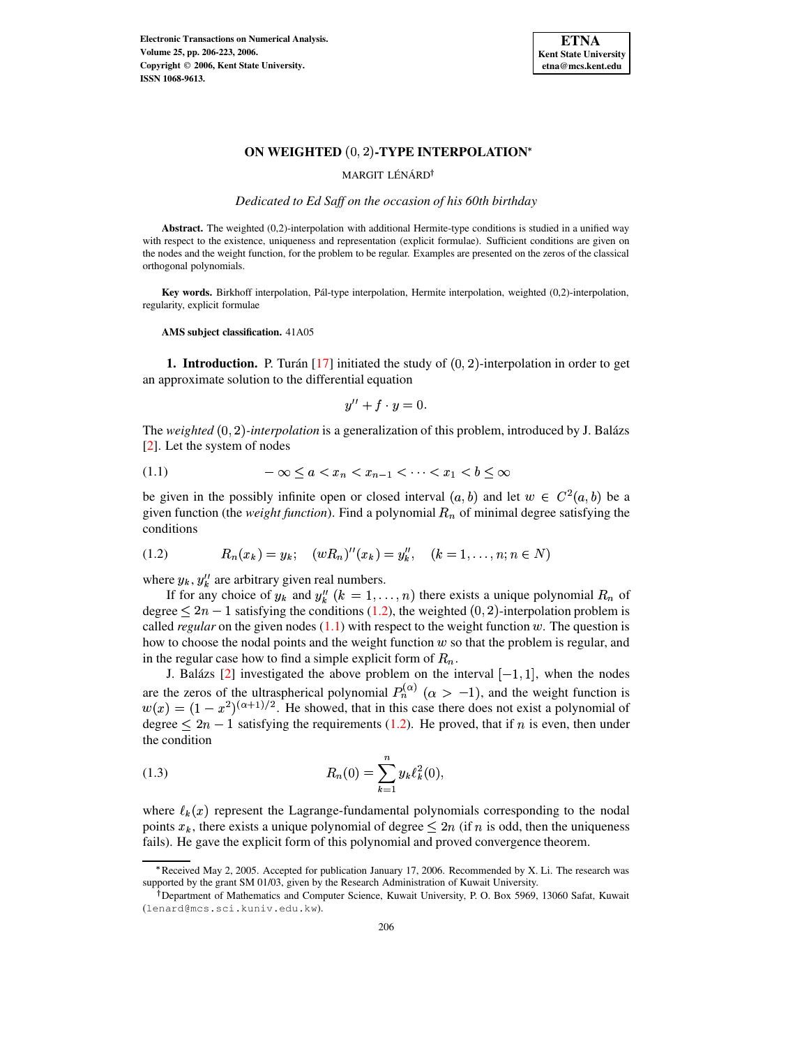# ON WEIGHTED $(0,2)$-TYPE INTERPOLATION*

MARGIT LÉNÁRD†

*Dedicated to Ed Saff on the occasion of his 60th birthday*

**Abstract.** The weighted (0,2)-interpolation with additional Hermite-type conditions is studied in a unified way with respect to the existence, uniqueness and representation (explicit formulae). Sufficient conditions are given on the nodes and the weight function, for the problem to be regular. Examples are presented on the zeros of the classical orthogonal polynomials.

**Key words.** Birkhoff interpolation, Pál-type interpolation, Hermite interpolation, weighted (0,2)-interpolation, regularity, explicit formulae

**AMS subject classification.** 41A05

**1. Introduction.** P. Turán [17] initiated the study of $(0,2)$-interpolation in order to get an approximate solution to the differential equation

$$y'' + f \cdot y = 0.$$

The *weighted* $(0,2)$*-interpolation* is a generalization of this problem, introduced by J. Balázs [2]. Let the system of nodes

$$(1.1) \qquad -\infty \leq a < x_n < x_{n-1} < \cdots < x_1 < b \leq \infty$$

be given in the possibly infinite open or closed interval $(a,b)$ and let $w \in C^2(a,b)$ be a given function (the *weight function*). Find a polynomial $R_n$ of minimal degree satisfying the conditions

$$(1.2) \qquad R_n(x_k) = y_k; \quad (wR_n)''(x_k) = y_k'', \quad (k = 1, \ldots, n; n \in N)$$

where $y_k, y_k''$ are arbitrary given real numbers.

If for any choice of $y_k$ and $y_k''$ $(k = 1, \ldots, n)$ there exists a unique polynomial $R_n$ of degree $\leq 2n-1$ satisfying the conditions (1.2), the weighted $(0,2)$-interpolation problem is called *regular* on the given nodes (1.1) with respect to the weight function $w$. The question is how to choose the nodal points and the weight function $w$ so that the problem is regular, and in the regular case how to find a simple explicit form of $R_n$.

J. Balázs [2] investigated the above problem on the interval $[-1,1]$, when the nodes are the zeros of the ultraspherical polynomial $P_n^{(\alpha)}$ $(\alpha > -1)$, and the weight function is $w(x) = (1-x^2)^{(\alpha+1)/2}$. He showed, that in this case there does not exist a polynomial of degree $\leq 2n-1$ satisfying the requirements (1.2). He proved, that if $n$ is even, then under the condition

$$(1.3) \qquad R_n(0) = \sum_{k=1}^{n} y_k \ell_k^2(0),$$

where $\ell_k(x)$ represent the Lagrange-fundamental polynomials corresponding to the nodal points $x_k$, there exists a unique polynomial of degree $\leq 2n$ (if $n$ is odd, then the uniqueness fails). He gave the explicit form of this polynomial and proved convergence theorem.

---

*Received May 2, 2005. Accepted for publication January 17, 2006. Recommended by X. Li. The research was supported by the grant SM 01/03, given by the Research Administration of Kuwait University.

†Department of Mathematics and Computer Science, Kuwait University, P. O. Box 5969, 13060 Safat, Kuwait (lenard@mcs.sci.kuniv.edu.kw).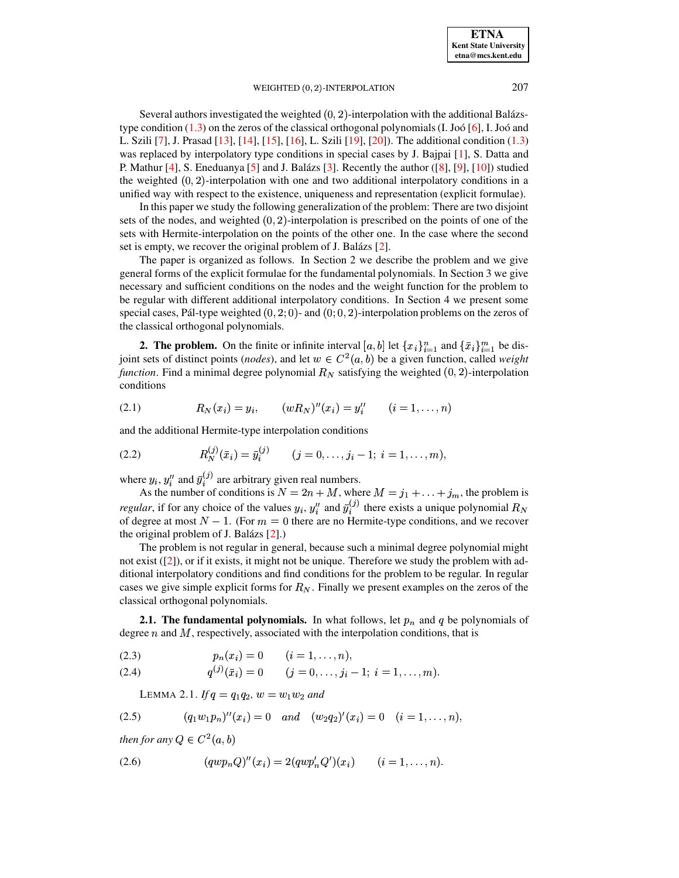Several authors investigated the weighted $(0,2)$-interpolation with the additional Balázs-type condition (1.3) on the zeros of the classical orthogonal polynomials (I. Joó [6], I. Joó and L. Szili [7], J. Prasad [13], [14], [15], [16], L. Szili [19], [20]). The additional condition (1.3) was replaced by interpolatory type conditions in special cases by J. Bajpai [1], S. Datta and P. Mathur [4], S. Eneduanya [5] and J. Balázs [3]. Recently the author ([8], [9], [10]) studied the weighted $(0,2)$-interpolation with one and two additional interpolatory conditions in a unified way with respect to the existence, uniqueness and representation (explicit formulae).

In this paper we study the following generalization of the problem: There are two disjoint sets of the nodes, and weighted $(0,2)$-interpolation is prescribed on the points of one of the sets with Hermite-interpolation on the points of the other one. In the case where the second set is empty, we recover the original problem of J. Balázs [2].

The paper is organized as follows. In Section 2 we describe the problem and we give general forms of the explicit formulae for the fundamental polynomials. In Section 3 we give necessary and sufficient conditions on the nodes and the weight function for the problem to be regular with different additional interpolatory conditions. In Section 4 we present some special cases, Pál-type weighted $(0,2;0)$- and $(0;0,2)$-interpolation problems on the zeros of the classical orthogonal polynomials.

**2. The problem.** On the finite or infinite interval $[a,b]$ let $\{x_i\}_{i=1}^n$ and $\{\bar{x}_i\}_{i=1}^m$ be disjoint sets of distinct points (*nodes*), and let $w \in C^2(a,b)$ be a given function, called *weight function*. Find a minimal degree polynomial $R_N$ satisfying the weighted $(0,2)$-interpolation conditions

$$R_N(x_i) = y_i, \qquad (wR_N)''(x_i) = y_i'' \qquad (i = 1,\ldots,n) \tag{2.1}$$

and the additional Hermite-type interpolation conditions

$$R_N^{(j)}(\bar{x}_i) = \bar{y}_i^{(j)} \qquad (j = 0,\ldots,j_i - 1;\ i = 1,\ldots,m), \tag{2.2}$$

where $y_i$, $y_i''$ and $\bar{y}_i^{(j)}$ are arbitrary given real numbers.

As the number of conditions is $N = 2n + M$, where $M = j_1 + \ldots + j_m$, the problem is *regular*, if for any choice of the values $y_i$, $y_i''$ and $\bar{y}_i^{(j)}$ there exists a unique polynomial $R_N$ of degree at most $N-1$. (For $m = 0$ there are no Hermite-type conditions, and we recover the original problem of J. Balázs [2].)

The problem is not regular in general, because such a minimal degree polynomial might not exist ([2]), or if it exists, it might not be unique. Therefore we study the problem with additional interpolatory conditions and find conditions for the problem to be regular. In regular cases we give simple explicit forms for $R_N$. Finally we present examples on the zeros of the classical orthogonal polynomials.

**2.1. The fundamental polynomials.** In what follows, let $p_n$ and $q$ be polynomials of degree $n$ and $M$, respectively, associated with the interpolation conditions, that is

$$p_n(x_i) = 0 \qquad (i = 1,\ldots,n), \tag{2.3}$$

$$q^{(j)}(\bar{x}_i) = 0 \qquad (j = 0,\ldots,j_i - 1;\ i = 1,\ldots,m). \tag{2.4}$$

LEMMA 2.1. *If $q = q_1 q_2$, $w = w_1 w_2$ and*

$$(q_1 w_1 p_n)''(x_i) = 0 \quad \textit{and} \quad (w_2 q_2)'(x_i) = 0 \quad (i = 1,\ldots,n), \tag{2.5}$$

*then for any $Q \in C^2(a,b)$*

$$(qwp_nQ)''(x_i) = 2(qwp_n'Q')(x_i) \qquad (i = 1,\ldots,n). \tag{2.6}$$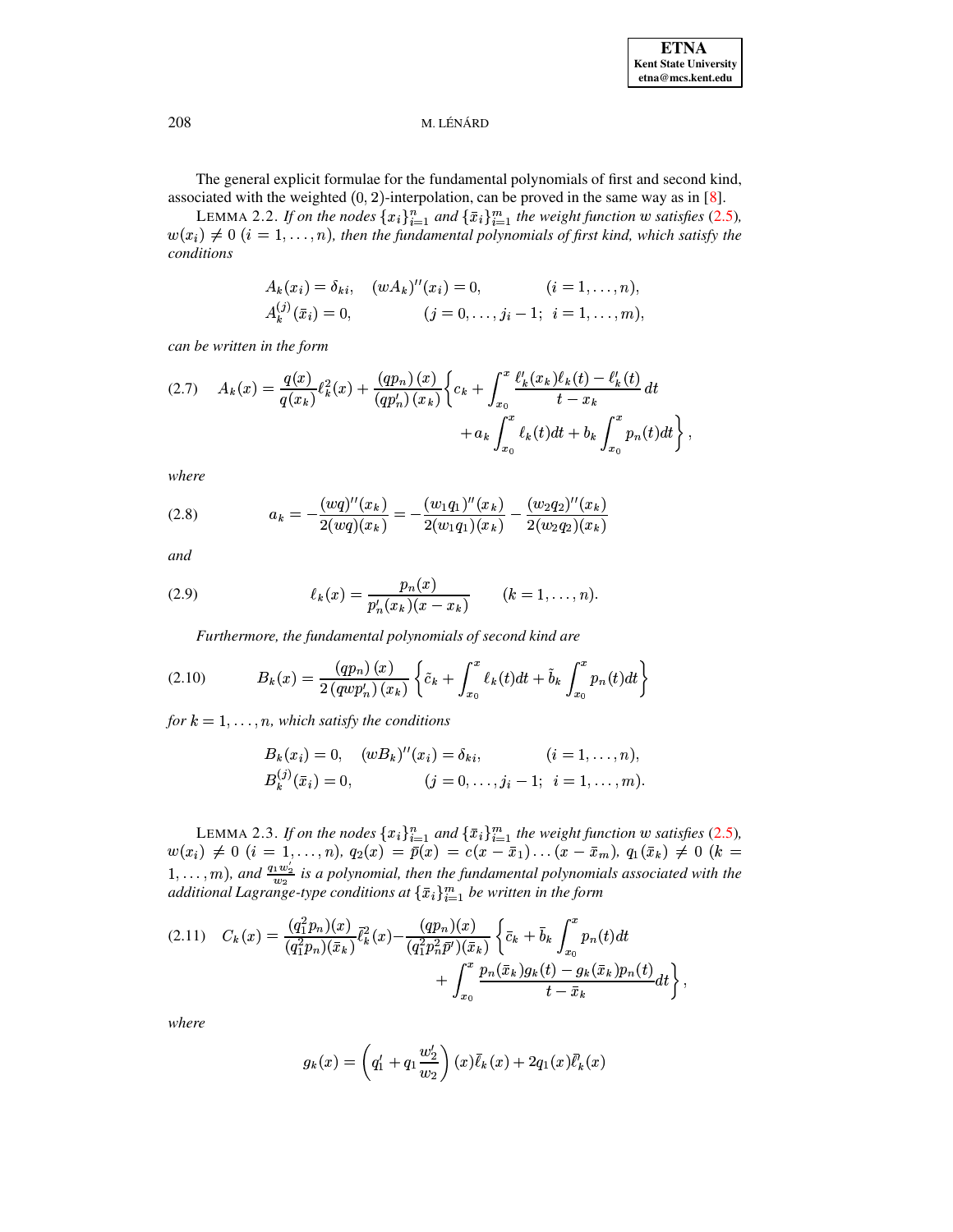The general explicit formulae for the fundamental polynomials of first and second kind, associated with the weighted $(0,2)$-interpolation, can be proved in the same way as in [8].

LEMMA 2.2. *If on the nodes $\{x_i\}_{i=1}^n$ and $\{\bar{x}_i\}_{i=1}^m$ the weight function $w$ satisfies (2.5), $w(x_i) \neq 0$ $(i=1,\ldots,n)$, then the fundamental polynomials of first kind, which satisfy the conditions*

$$
\begin{aligned}
&A_k(x_i) = \delta_{ki}, \quad (wA_k)''(x_i) = 0, && (i=1,\ldots,n),\\
&A_k^{(j)}(\bar{x}_i) = 0, && (j=0,\ldots,j_i-1;\ \ i=1,\ldots,m),
\end{aligned}
$$

*can be written in the form*

$$
\begin{aligned}
(2.7)\quad A_k(x) = \frac{q(x)}{q(x_k)}\ell_k^2(x) + \frac{(qp_n)(x)}{(qp_n')(x_k)}\Bigg\{ c_k + \int_{x_0}^{x} \frac{\ell_k'(x_k)\ell_k(t) - \ell_k'(t)}{t - x_k}\,dt \\
+ a_k \int_{x_0}^{x} \ell_k(t)dt + b_k \int_{x_0}^{x} p_n(t)dt \Bigg\},
\end{aligned}
$$

*where*

$$
(2.8)\qquad a_k = -\frac{(wq)''(x_k)}{2(wq)(x_k)} = -\frac{(w_1q_1)''(x_k)}{2(w_1q_1)(x_k)} - \frac{(w_2q_2)''(x_k)}{2(w_2q_2)(x_k)}
$$

*and*

$$
(2.9)\qquad \ell_k(x) = \frac{p_n(x)}{p_n'(x_k)(x-x_k)} \qquad (k=1,\ldots,n).
$$

*Furthermore, the fundamental polynomials of second kind are*

$$
(2.10)\qquad B_k(x) = \frac{(qp_n)(x)}{2(qwp_n')(x_k)}\left\{ \tilde{c}_k + \int_{x_0}^{x} \ell_k(t)dt + \tilde{b}_k \int_{x_0}^{x} p_n(t)dt \right\}
$$

*for $k=1,\ldots,n$, which satisfy the conditions*

$$
\begin{aligned}
&B_k(x_i) = 0, \quad (wB_k)''(x_i) = \delta_{ki}, && (i=1,\ldots,n),\\
&B_k^{(j)}(\bar{x}_i) = 0, && (j=0,\ldots,j_i-1;\ \ i=1,\ldots,m).
\end{aligned}
$$

LEMMA 2.3. *If on the nodes $\{x_i\}_{i=1}^n$ and $\{\bar{x}_i\}_{i=1}^m$ the weight function $w$ satisfies (2.5), $w(x_i) \neq 0$ $(i=1,\ldots,n)$, $q_2(x) = \bar{p}(x) = c(x-\bar{x}_1)\ldots(x-\bar{x}_m)$, $q_1(\bar{x}_k) \neq 0$ $(k=1,\ldots,m)$, and $\frac{q_1 w_2'}{w_2}$ is a polynomial, then the fundamental polynomials associated with the additional Lagrange-type conditions at $\{\bar{x}_i\}_{i=1}^m$ be written in the form*

$$
\begin{aligned}
(2.11)\quad C_k(x) = \frac{(q_1^2p_n)(x)}{(q_1^2p_n)(\bar{x}_k)}\bar{\ell}_k^2(x) - \frac{(qp_n)(x)}{(q_1^2p_n^2\bar{p}')(\bar{x}_k)}\Bigg\{ \bar{c}_k + \bar{b}_k\int_{x_0}^{x} p_n(t)dt \\
+ \int_{x_0}^{x} \frac{p_n(\bar{x}_k)g_k(t) - g_k(\bar{x}_k)p_n(t)}{t-\bar{x}_k}dt \Bigg\},
\end{aligned}
$$

*where*

$$
g_k(x) = \left(q_1' + q_1\frac{w_2'}{w_2}\right)(x)\bar{\ell}_k(x) + 2q_1(x)\bar{\ell}_k'(x)
$$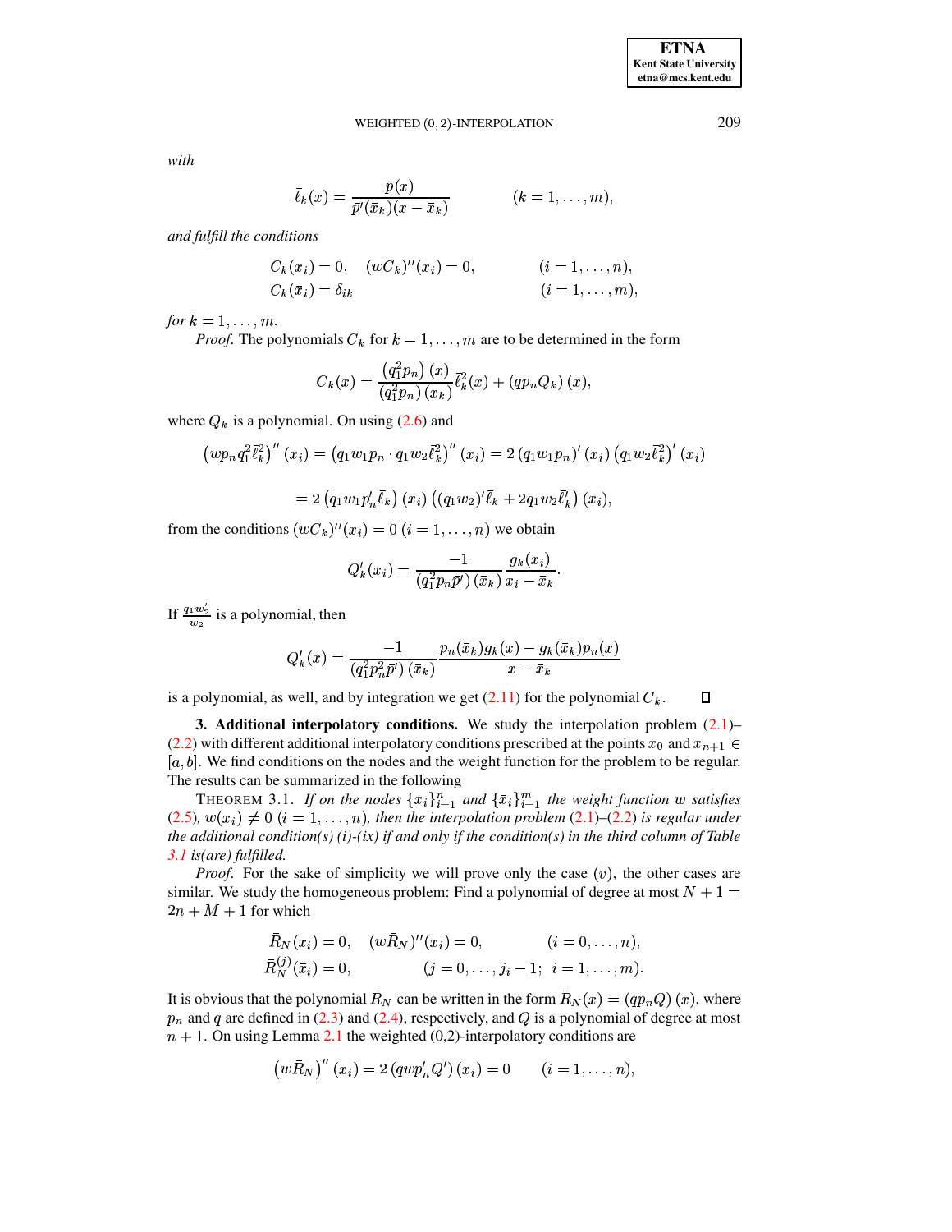*with*

$$\bar{\ell}_k(x) = \frac{\bar{p}(x)}{\bar{p}'(\bar{x}_k)(x - \bar{x}_k)} \qquad (k = 1, \ldots, m),$$

*and fulfill the conditions*

$$\begin{aligned} &C_k(x_i) = 0, \quad (wC_k)''(x_i) = 0, && (i = 1, \ldots, n), \\ &C_k(\bar{x}_i) = \delta_{ik} && (i = 1, \ldots, m), \end{aligned}$$

*for* $k = 1, \ldots, m$.

*Proof*. The polynomials $C_k$ for $k = 1, \ldots, m$ are to be determined in the form

$$C_k(x) = \frac{(q_1^2 p_n)(x)}{(q_1^2 p_n)(\bar{x}_k)} \bar{\ell}_k^2(x) + (q p_n Q_k)(x),$$

where $Q_k$ is a polynomial. On using (2.6) and

$$\left(w p_n q_1^2 \bar{\ell}_k^2\right)''(x_i) = \left(q_1 w_1 p_n \cdot q_1 w_2 \bar{\ell}_k^2\right)''(x_i) = 2\left(q_1 w_1 p_n\right)'(x_i)\left(q_1 w_2 \bar{\ell}_k^2\right)'(x_i)$$

$$= 2\left(q_1 w_1 p_n' \bar{\ell}_k\right)(x_i)\left((q_1 w_2)' \bar{\ell}_k + 2 q_1 w_2 \bar{\ell}_k'\right)(x_i),$$

from the conditions $(wC_k)''(x_i) = 0$ $(i = 1, \ldots, n)$ we obtain

$$Q_k'(x_i) = \frac{-1}{\left(q_1^2 p_n \bar{p}'\right)(\bar{x}_k)} \frac{g_k(x_i)}{x_i - \bar{x}_k}.$$

If $\frac{q_1 w_2'}{w_2}$ is a polynomial, then

$$Q_k'(x) = \frac{-1}{\left(q_1^2 p_n^2 \bar{p}'\right)(\bar{x}_k)} \frac{p_n(\bar{x}_k) g_k(x) - g_k(\bar{x}_k) p_n(x)}{x - \bar{x}_k}$$

is a polynomial, as well, and by integration we get (2.11) for the polynomial $C_k$. ∎

**3. Additional interpolatory conditions.** We study the interpolation problem (2.1)–(2.2) with different additional interpolatory conditions prescribed at the points $x_0$ and $x_{n+1} \in [a, b]$. We find conditions on the nodes and the weight function for the problem to be regular. The results can be summarized in the following

THEOREM 3.1. *If on the nodes* $\{x_i\}_{i=1}^n$ *and* $\{\bar{x}_i\}_{i=1}^m$ *the weight function* $w$ *satisfies* (2.5)*,* $w(x_i) \neq 0$ $(i = 1, \ldots, n)$*, then the interpolation problem* (2.1)–(2.2) *is regular under the additional condition(s) (i)-(ix) if and only if the condition(s) in the third column of Table 3.1 is(are) fulfilled.*

*Proof*. For the sake of simplicity we will prove only the case $(v)$, the other cases are similar. We study the homogeneous problem: Find a polynomial of degree at most $N + 1 = 2n + M + 1$ for which

$$\begin{aligned} &\bar{R}_N(x_i) = 0, \quad (w\bar{R}_N)''(x_i) = 0, && (i = 0, \ldots, n), \\ &\bar{R}_N^{(j)}(\bar{x}_i) = 0, && (j = 0, \ldots, j_i - 1;\ i = 1, \ldots, m). \end{aligned}$$

It is obvious that the polynomial $\bar{R}_N$ can be written in the form $\bar{R}_N(x) = (q p_n Q)(x)$, where $p_n$ and $q$ are defined in (2.3) and (2.4), respectively, and $Q$ is a polynomial of degree at most $n + 1$. On using Lemma 2.1 the weighted (0,2)-interpolatory conditions are

$$\left(w\bar{R}_N\right)''(x_i) = 2\left(q w p_n' Q'\right)(x_i) = 0 \qquad (i = 1, \ldots, n),$$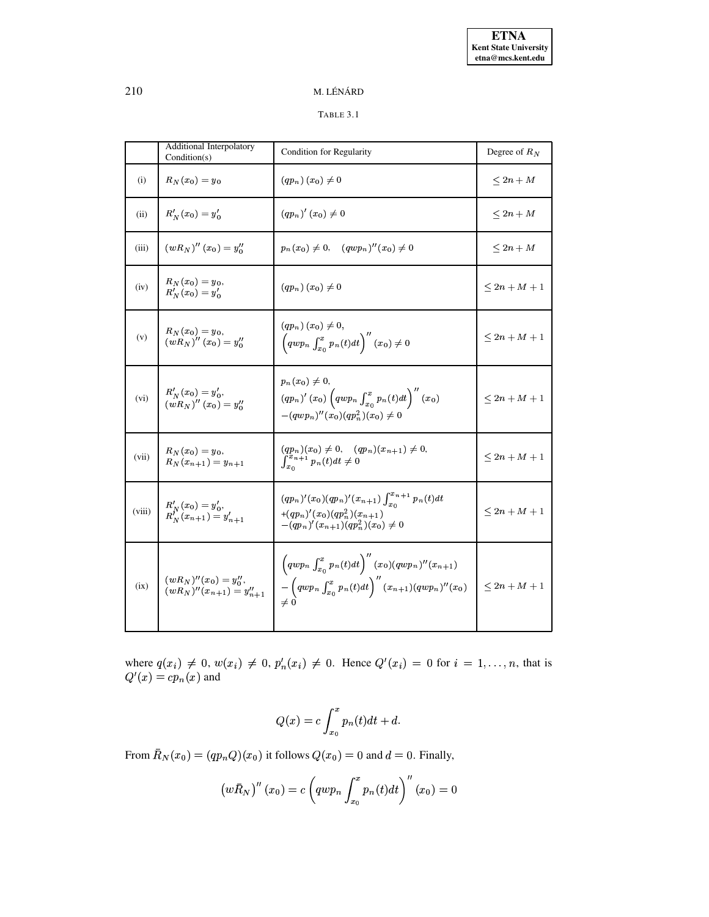TABLE 3.1

| | Additional Interpolatory Condition(s) | Condition for Regularity | Degree of $R_N$ |
|---|---|---|---|
| (i) | $R_N(x_0) = y_0$ | $(qp_n)(x_0) \neq 0$ | $\leq 2n+M$ |
| (ii) | $R'_N(x_0) = y'_0$ | $(qp_n)'(x_0) \neq 0$ | $\leq 2n+M$ |
| (iii) | $(wR_N)''(x_0) = y''_0$ | $p_n(x_0) \neq 0, \quad (qwp_n)''(x_0) \neq 0$ | $\leq 2n+M$ |
| (iv) | $R_N(x_0) = y_0$, $R'_N(x_0) = y'_0$ | $(qp_n)(x_0) \neq 0$ | $\leq 2n+M+1$ |
| (v) | $R_N(x_0) = y_0$, $(wR_N)''(x_0) = y''_0$ | $(qp_n)(x_0) \neq 0$, $\left(qwp_n \int_{x_0}^{x} p_n(t)dt\right)''(x_0) \neq 0$ | $\leq 2n+M+1$ |
| (vi) | $R'_N(x_0) = y'_0$, $(wR_N)''(x_0) = y''_0$ | $p_n(x_0) \neq 0$, $(qp_n)'(x_0)\left(qwp_n \int_{x_0}^{x} p_n(t)dt\right)''(x_0)$ $-(qwp_n)''(x_0)(qp_n^2)(x_0) \neq 0$ | $\leq 2n+M+1$ |
| (vii) | $R_N(x_0) = y_0$, $R_N(x_{n+1}) = y_{n+1}$ | $(qp_n)(x_0) \neq 0, \quad (qp_n)(x_{n+1}) \neq 0$, $\int_{x_0}^{x_{n+1}} p_n(t)dt \neq 0$ | $\leq 2n+M+1$ |
| (viii) | $R'_N(x_0) = y'_0$, $R'_N(x_{n+1}) = y'_{n+1}$ | $(qp_n)'(x_0)(qp_n)'(x_{n+1}) \int_{x_0}^{x_{n+1}} p_n(t)dt$ $+(qp_n)'(x_0)(qp_n^2)(x_{n+1})$ $-(qp_n)'(x_{n+1})(qp_n^2)(x_0) \neq 0$ | $\leq 2n+M+1$ |
| (ix) | $(wR_N)''(x_0) = y''_0$, $(wR_N)''(x_{n+1}) = y''_{n+1}$ | $\left(qwp_n \int_{x_0}^{x} p_n(t)dt\right)''(x_0)(qwp_n)''(x_{n+1})$ $-\left(qwp_n \int_{x_0}^{x} p_n(t)dt\right)''(x_{n+1})(qwp_n)''(x_0)$ $\neq 0$ | $\leq 2n+M+1$ |

where $q(x_i) \neq 0$, $w(x_i) \neq 0$, $p'_n(x_i) \neq 0$. Hence $Q'(x_i) = 0$ for $i = 1, \ldots, n$, that is $Q'(x) = cp_n(x)$ and

$$Q(x) = c \int_{x_0}^{x} p_n(t)dt + d.$$

From $\bar{R}_N(x_0) = (qp_nQ)(x_0)$ it follows $Q(x_0) = 0$ and $d = 0$. Finally,

$$\left(w\bar{R}_N\right)''(x_0) = c\left(qwp_n \int_{x_0}^{x} p_n(t)dt\right)''(x_0) = 0$$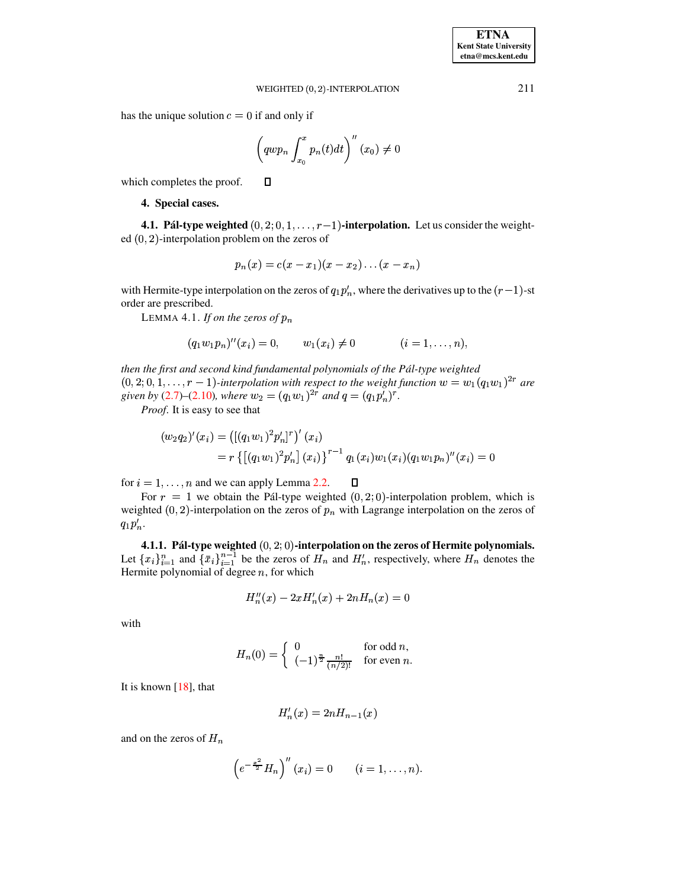has the unique solution $c = 0$ if and only if

$$\left( qwp_n \int_{x_0}^{x} p_n(t)dt \right)'' (x_0) \neq 0$$

which completes the proof. $\square$

## 4. Special cases.

**4.1. Pál-type weighted $(0, 2; 0, 1, \ldots, r-1)$-interpolation.** Let us consider the weighted $(0, 2)$-interpolation problem on the zeros of

$$p_n(x) = c(x - x_1)(x - x_2) \ldots (x - x_n)$$

with Hermite-type interpolation on the zeros of $q_1 p_n'$, where the derivatives up to the $(r-1)$-st order are prescribed.

LEMMA 4.1. *If on the zeros of $p_n$*

$$(q_1 w_1 p_n)''(x_i) = 0, \qquad w_1(x_i) \neq 0 \qquad\qquad (i = 1, \ldots, n),$$

*then the first and second kind fundamental polynomials of the Pál-type weighted $(0, 2; 0, 1, \ldots, r-1)$-interpolation with respect to the weight function $w = w_1(q_1 w_1)^{2r}$ are given by (2.7)–(2.10), where $w_2 = (q_1 w_1)^{2r}$ and $q = (q_1 p_n')^r$.*

*Proof.* It is easy to see that

$$\begin{aligned}
(w_2 q_2)'(x_i) &= \left( [(q_1 w_1)^2 p_n']^r \right)' (x_i) \\
&= r \left\{ \left[ (q_1 w_1)^2 p_n' \right] (x_i) \right\}^{r-1} q_1(x_i) w_1(x_i) (q_1 w_1 p_n)''(x_i) = 0
\end{aligned}$$

for $i = 1, \ldots, n$ and we can apply Lemma 2.2. $\square$

For $r = 1$ we obtain the Pál-type weighted $(0, 2; 0)$-interpolation problem, which is weighted $(0, 2)$-interpolation on the zeros of $p_n$ with Lagrange interpolation on the zeros of $q_1 p_n'$.

**4.1.1. Pál-type weighted $(0, 2; 0)$-interpolation on the zeros of Hermite polynomials.** Let $\{x_i\}_{i=1}^n$ and $\{\bar{x}_i\}_{i=1}^{n-1}$ be the zeros of $H_n$ and $H_n'$, respectively, where $H_n$ denotes the Hermite polynomial of degree $n$, for which

$$H_n''(x) - 2xH_n'(x) + 2nH_n(x) = 0$$

with

$$H_n(0) = \begin{cases} 0 & \text{for odd } n, \\ (-1)^{\frac{n}{2}} \frac{n!}{(n/2)!} & \text{for even } n. \end{cases}$$

It is known [18], that

$$H_n'(x) = 2nH_{n-1}(x)$$

and on the zeros of $H_n$

$$\left( e^{-\frac{x^2}{2}} H_n \right)'' (x_i) = 0 \qquad (i = 1, \ldots, n).$$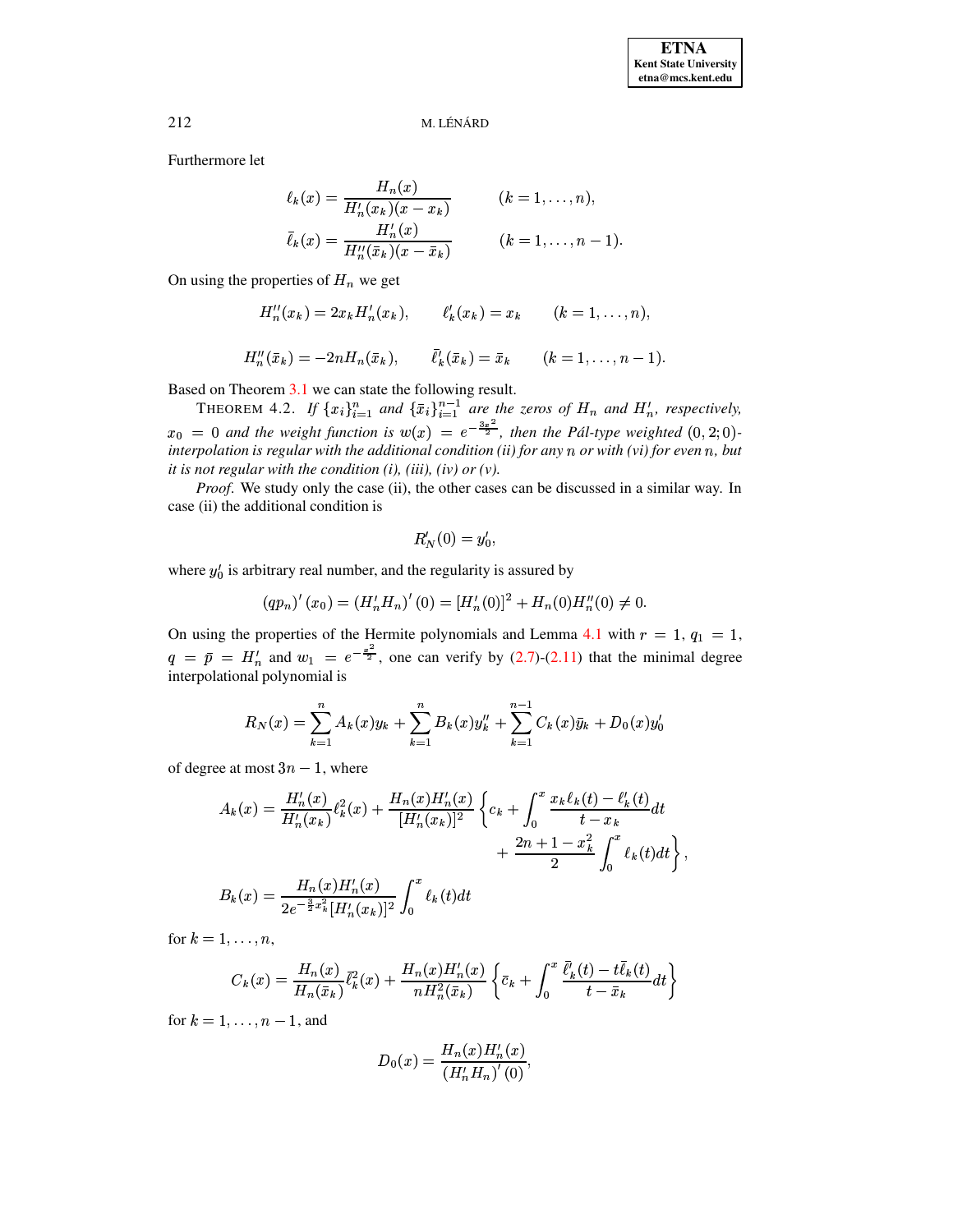Furthermore let

$$\ell_k(x) = \frac{H_n(x)}{H_n'(x_k)(x - x_k)} \qquad (k = 1, \ldots, n),$$

$$\bar{\ell}_k(x) = \frac{H_n'(x)}{H_n''(\bar{x}_k)(x - \bar{x}_k)} \qquad (k = 1, \ldots, n-1).$$

On using the properties of $H_n$ we get

$$H_n''(x_k) = 2x_k H_n'(x_k), \qquad \ell_k'(x_k) = x_k \qquad (k = 1, \ldots, n),$$

$$H_n''(\bar{x}_k) = -2nH_n(\bar{x}_k), \qquad \bar{\ell}_k'(\bar{x}_k) = \bar{x}_k \qquad (k = 1, \ldots, n-1).$$

Based on Theorem 3.1 we can state the following result.

THEOREM 4.2. *If $\{x_i\}_{i=1}^n$ and $\{\bar{x}_i\}_{i=1}^{n-1}$ are the zeros of $H_n$ and $H_n'$, respectively, $x_0 = 0$ and the weight function is $w(x) = e^{-\frac{3x^2}{2}}$, then the Pál-type weighted $(0, 2; 0)$-interpolation is regular with the additional condition (ii) for any $n$ or with (vi) for even $n$, but it is not regular with the condition (i), (iii), (iv) or (v).*

*Proof.* We study only the case (ii), the other cases can be discussed in a similar way. In case (ii) the additional condition is

$$R_N'(0) = y_0',$$

where $y_0'$ is arbitrary real number, and the regularity is assured by

$$(qp_n)'(x_0) = (H_n'H_n)'(0) = [H_n'(0)]^2 + H_n(0)H_n''(0) \neq 0.$$

On using the properties of the Hermite polynomials and Lemma 4.1 with $r = 1$, $q_1 = 1$, $q = \bar{p} = H_n'$ and $w_1 = e^{-\frac{x^2}{2}}$, one can verify by (2.7)-(2.11) that the minimal degree interpolational polynomial is

$$R_N(x) = \sum_{k=1}^{n} A_k(x)y_k + \sum_{k=1}^{n} B_k(x)y_k'' + \sum_{k=1}^{n-1} C_k(x)\bar{y}_k + D_0(x)y_0'$$

of degree at most $3n - 1$, where

$$A_k(x) = \frac{H_n'(x)}{H_n'(x_k)}\ell_k^2(x) + \frac{H_n(x)H_n'(x)}{[H_n'(x_k)]^2}\left\{c_k + \int_0^x \frac{x_k\ell_k(t) - \ell_k'(t)}{t - x_k}dt + \frac{2n + 1 - x_k^2}{2}\int_0^x \ell_k(t)dt\right\},$$

$$B_k(x) = \frac{H_n(x)H_n'(x)}{2e^{-\frac{3}{2}x_k^2}[H_n'(x_k)]^2}\int_0^x \ell_k(t)dt$$

for $k = 1, \ldots, n$,

$$C_k(x) = \frac{H_n(x)}{H_n(\bar{x}_k)}\bar{\ell}_k^2(x) + \frac{H_n(x)H_n'(x)}{nH_n^2(\bar{x}_k)}\left\{\bar{c}_k + \int_0^x \frac{\bar{\ell}_k'(t) - t\bar{\ell}_k(t)}{t - \bar{x}_k}dt\right\}$$

for $k = 1, \ldots, n-1$, and

$$D_0(x) = \frac{H_n(x)H_n'(x)}{(H_n'H_n)'(0)},$$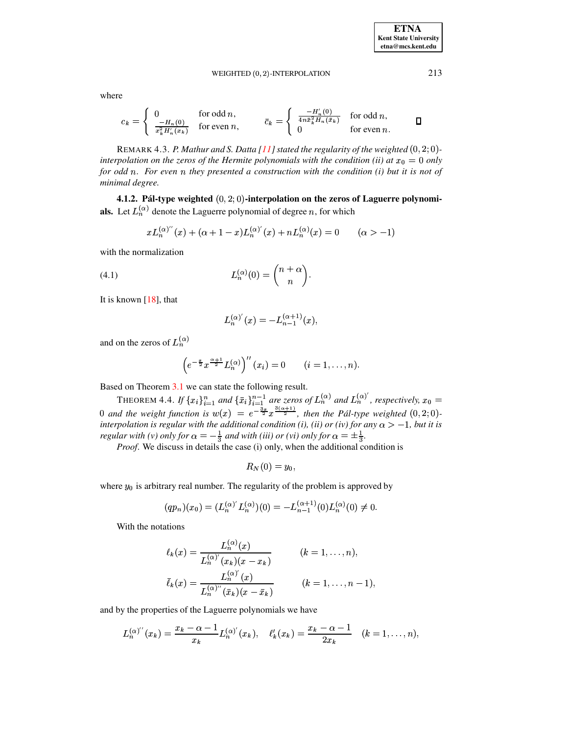where

$$c_k = \begin{cases} 0 & \text{for odd } n, \\ \frac{-H_n(0)}{x_k^2 H_n'(x_k)} & \text{for even } n, \end{cases} \qquad \bar{c}_k = \begin{cases} \frac{-H_n'(0)}{4n\bar{x}_k^2 H_n(\bar{x}_k)} & \text{for odd } n, \\ 0 & \text{for even } n. \end{cases} \qquad \square$$

REMARK 4.3. *P. Mathur and S. Datta [11] stated the regularity of the weighted $(0,2;0)$-interpolation on the zeros of the Hermite polynomials with the condition (ii) at $x_0 = 0$ only for odd $n$. For even $n$ they presented a construction with the condition (i) but it is not of minimal degree.*

**4.1.2. Pál-type weighted $(0,2;0)$-interpolation on the zeros of Laguerre polynomials.** Let $L_n^{(\alpha)}$ denote the Laguerre polynomial of degree $n$, for which

$$xL_n^{(\alpha)''}(x) + (\alpha + 1 - x)L_n^{(\alpha)'}(x) + nL_n^{(\alpha)}(x) = 0 \qquad (\alpha > -1)$$

with the normalization

$$L_n^{(\alpha)}(0) = \binom{n+\alpha}{n}. \tag{4.1}$$

It is known [18], that

$$L_n^{(\alpha)'}(x) = -L_{n-1}^{(\alpha+1)}(x),$$

and on the zeros of $L_n^{(\alpha)}$

$$\left(e^{-\frac{x}{2}} x^{\frac{\alpha+1}{2}} L_n^{(\alpha)}\right)''(x_i) = 0 \qquad (i = 1, \ldots, n).$$

Based on Theorem 3.1 we can state the following result.

THEOREM 4.4. *If $\{x_i\}_{i=1}^n$ and $\{\bar{x}_i\}_{i=1}^{n-1}$ are zeros of $L_n^{(\alpha)}$ and $L_n^{(\alpha)'}$, respectively, $x_0 = 0$ and the weight function is $w(x) = e^{-\frac{3x}{2}} x^{\frac{3(\alpha+1)}{2}}$, then the Pál-type weighted $(0,2;0)$-interpolation is regular with the additional condition (i), (ii) or (iv) for any $\alpha > -1$, but it is regular with (v) only for $\alpha = -\frac{1}{3}$ and with (iii) or (vi) only for $\alpha = \pm\frac{1}{3}$.*

*Proof.* We discuss in details the case (i) only, when the additional condition is

$$R_N(0) = y_0,$$

where $y_0$ is arbitrary real number. The regularity of the problem is approved by

$$(qp_n)(x_0) = (L_n^{(\alpha)'} L_n^{(\alpha)})(0) = -L_{n-1}^{(\alpha+1)}(0) L_n^{(\alpha)}(0) \neq 0.$$

With the notations

$$\ell_k(x) = \frac{L_n^{(\alpha)}(x)}{L_n^{(\alpha)'}(x_k)(x - x_k)} \qquad (k = 1, \ldots, n),$$

$$\bar{\ell}_k(x) = \frac{L_n^{(\alpha)'}(x)}{L_n^{(\alpha)''}(\bar{x}_k)(x - \bar{x}_k)} \qquad (k = 1, \ldots, n-1),$$

and by the properties of the Laguerre polynomials we have

$$L_n^{(\alpha)''}(x_k) = \frac{x_k - \alpha - 1}{x_k} L_n^{(\alpha)'}(x_k), \quad \ell_k'(x_k) = \frac{x_k - \alpha - 1}{2x_k} \quad (k = 1, \ldots, n),$$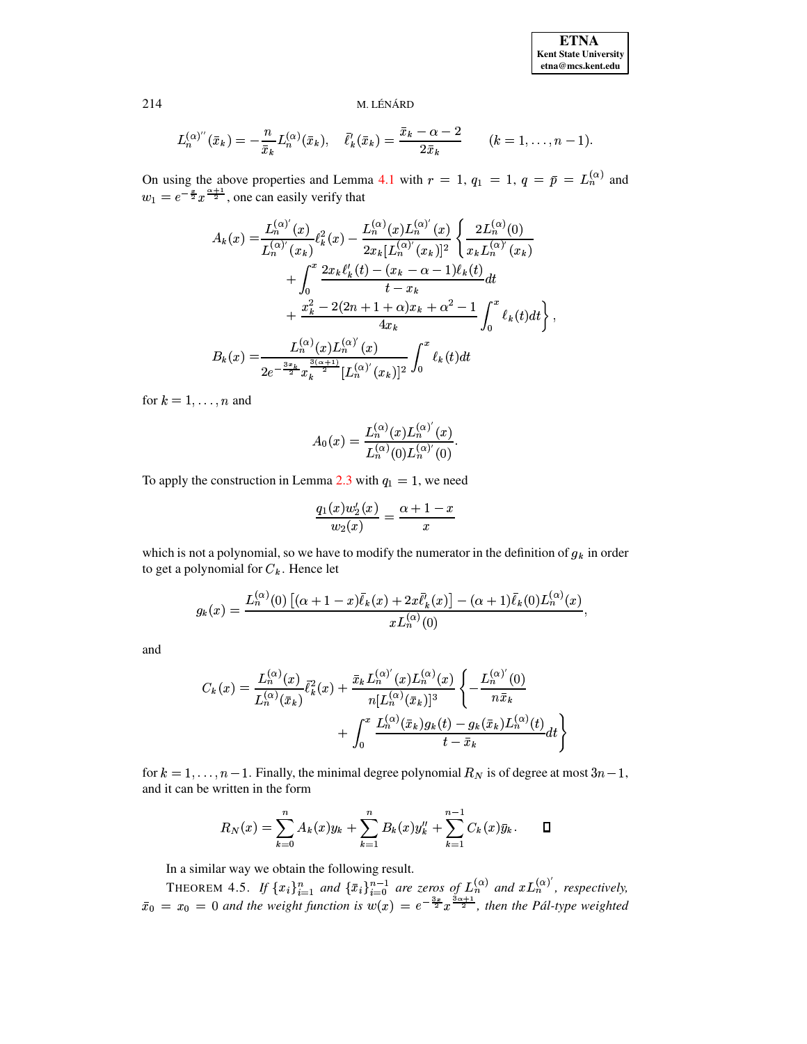$$L_n^{(\alpha)''}(\bar{x}_k) = -\frac{n}{\bar{x}_k} L_n^{(\alpha)}(\bar{x}_k), \quad \bar{\ell}_k'(\bar{x}_k) = \frac{\bar{x}_k - \alpha - 2}{2\bar{x}_k} \qquad (k = 1, \ldots, n-1).$$

On using the above properties and Lemma 4.1 with $r = 1$, $q_1 = 1$, $q = \bar{p} = L_n^{(\alpha)}$ and $w_1 = e^{-\frac{x}{2}} x^{\frac{\alpha+1}{2}}$, one can easily verify that

$$\begin{aligned}
A_k(x) = & \frac{L_n^{(\alpha)'}(x)}{L_n^{(\alpha)'}(x_k)} \ell_k^2(x) - \frac{L_n^{(\alpha)}(x) L_n^{(\alpha)'}(x)}{2x_k [L_n^{(\alpha)'}(x_k)]^2} \left\{ \frac{2L_n^{(\alpha)}(0)}{x_k L_n^{(\alpha)'}(x_k)} \right. \\
& + \int_0^x \frac{2x_k \ell_k'(t) - (x_k - \alpha - 1)\ell_k(t)}{t - x_k} dt \\
& \left. + \frac{x_k^2 - 2(2n+1+\alpha)x_k + \alpha^2 - 1}{4x_k} \int_0^x \ell_k(t) dt \right\}, \\
B_k(x) = & \frac{L_n^{(\alpha)}(x) L_n^{(\alpha)'}(x)}{2e^{-\frac{3x_k}{2}} x_k^{\frac{3(\alpha+1)}{2}} [L_n^{(\alpha)'}(x_k)]^2} \int_0^x \ell_k(t) dt
\end{aligned}$$

for $k = 1, \ldots, n$ and

$$A_0(x) = \frac{L_n^{(\alpha)}(x) L_n^{(\alpha)'}(x)}{L_n^{(\alpha)}(0) L_n^{(\alpha)'}(0)}.$$

To apply the construction in Lemma 2.3 with $q_1 = 1$, we need

$$\frac{q_1(x) w_2'(x)}{w_2(x)} = \frac{\alpha + 1 - x}{x}$$

which is not a polynomial, so we have to modify the numerator in the definition of $g_k$ in order to get a polynomial for $C_k$. Hence let

$$g_k(x) = \frac{L_n^{(\alpha)}(0) \left[ (\alpha + 1 - x)\bar{\ell}_k(x) + 2x\bar{\ell}_k'(x) \right] - (\alpha+1)\bar{\ell}_k(0) L_n^{(\alpha)}(x)}{x L_n^{(\alpha)}(0)},$$

and

$$\begin{aligned}
C_k(x) = \frac{L_n^{(\alpha)}(x)}{L_n^{(\alpha)}(\bar{x}_k)} \bar{\ell}_k^2(x) + \frac{\bar{x}_k L_n^{(\alpha)'}(x) L_n^{(\alpha)}(x)}{n[L_n^{(\alpha)}(\bar{x}_k)]^3} & \left\{ -\frac{L_n^{(\alpha)'}(0)}{n\bar{x}_k} \right. \\
& \left. + \int_0^x \frac{L_n^{(\alpha)}(\bar{x}_k) g_k(t) - g_k(\bar{x}_k) L_n^{(\alpha)}(t)}{t - \bar{x}_k} dt \right\}
\end{aligned}$$

for $k = 1, \ldots, n-1$. Finally, the minimal degree polynomial $R_N$ is of degree at most $3n-1$, and it can be written in the form

$$R_N(x) = \sum_{k=0}^{n} A_k(x) y_k + \sum_{k=1}^{n} B_k(x) y_k'' + \sum_{k=1}^{n-1} C_k(x) \bar{y}_k. \qquad \square$$

In a similar way we obtain the following result.

THEOREM 4.5. *If $\{x_i\}_{i=1}^n$ and $\{\bar{x}_i\}_{i=0}^{n-1}$ are zeros of $L_n^{(\alpha)}$ and $xL_n^{(\alpha)'}$, respectively, $\bar{x}_0 = x_0 = 0$ and the weight function is $w(x) = e^{-\frac{3x}{2}} x^{\frac{3\alpha+1}{2}}$, then the Pál-type weighted*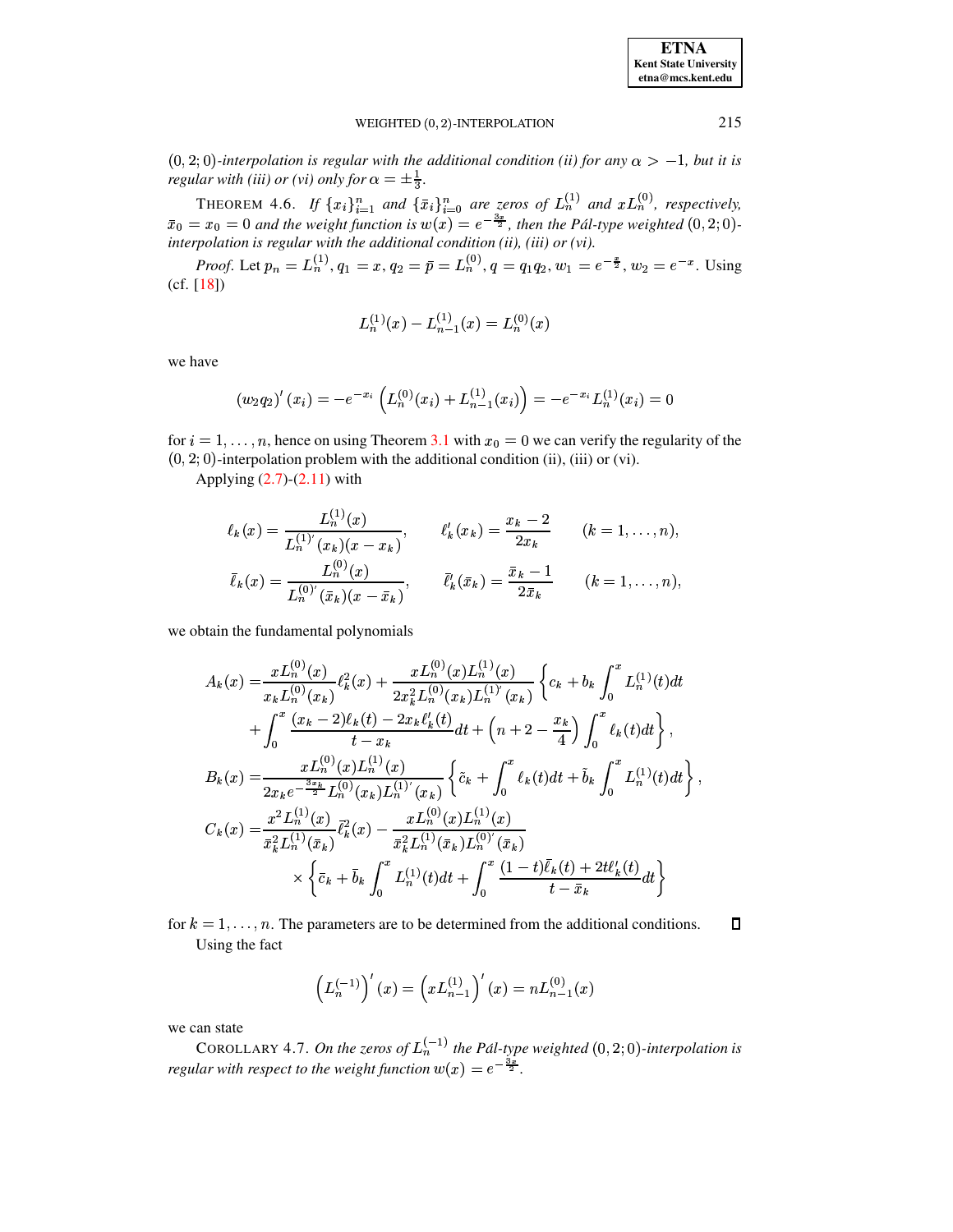$(0,2;0)$*-interpolation is regular with the additional condition (ii) for any* $\alpha > -1$*, but it is regular with (iii) or (vi) only for* $\alpha = \pm\frac{1}{3}$.

THEOREM 4.6. *If* $\{x_i\}_{i=1}^n$ *and* $\{\bar{x}_i\}_{i=0}^n$ *are zeros of* $L_n^{(1)}$ *and* $xL_n^{(0)}$*, respectively,* $\bar{x}_0 = x_0 = 0$ *and the weight function is* $w(x) = e^{-\frac{3x}{2}}$*, then the Pál-type weighted* $(0,2;0)$*-interpolation is regular with the additional condition (ii), (iii) or (vi).*

*Proof.* Let $p_n = L_n^{(1)}$, $q_1 = x$, $q_2 = \bar{p} = L_n^{(0)}$, $q = q_1 q_2$, $w_1 = e^{-\frac{x}{2}}$, $w_2 = e^{-x}$. Using (cf. [18])

$$L_n^{(1)}(x) - L_{n-1}^{(1)}(x) = L_n^{(0)}(x)$$

we have

$$(w_2 q_2)'(x_i) = -e^{-x_i}\left(L_n^{(0)}(x_i) + L_{n-1}^{(1)}(x_i)\right) = -e^{-x_i} L_n^{(1)}(x_i) = 0$$

for $i = 1, \ldots, n$, hence on using Theorem 3.1 with $x_0 = 0$ we can verify the regularity of the $(0,2;0)$-interpolation problem with the additional condition (ii), (iii) or (vi).

Applying (2.7)-(2.11) with

$$\ell_k(x) = \frac{L_n^{(1)}(x)}{L_n^{(1)'}(x_k)(x - x_k)}, \qquad \ell_k'(x_k) = \frac{x_k - 2}{2x_k} \qquad (k = 1, \ldots, n),$$

$$\bar{\ell}_k(x) = \frac{L_n^{(0)}(x)}{L_n^{(0)'}(\bar{x}_k)(x - \bar{x}_k)}, \qquad \bar{\ell}_k'(\bar{x}_k) = \frac{\bar{x}_k - 1}{2\bar{x}_k} \qquad (k = 1, \ldots, n),$$

we obtain the fundamental polynomials

$$
\begin{aligned}
A_k(x) =& \frac{xL_n^{(0)}(x)}{x_k L_n^{(0)}(x_k)}\ell_k^2(x) + \frac{xL_n^{(0)}(x)L_n^{(1)}(x)}{2x_k^2 L_n^{(0)}(x_k) L_n^{(1)'}(x_k)}\left\{c_k + b_k\int_0^x L_n^{(1)}(t)dt\right. \\
&\left. + \int_0^x \frac{(x_k - 2)\ell_k(t) - 2x_k\ell_k'(t)}{t - x_k}dt + \left(n + 2 - \frac{x_k}{4}\right)\int_0^x \ell_k(t)dt\right\}, \\
B_k(x) =& \frac{xL_n^{(0)}(x)L_n^{(1)}(x)}{2x_k e^{-\frac{3x_k}{2}} L_n^{(0)}(x_k) L_n^{(1)'}(x_k)}\left\{\tilde{c}_k + \int_0^x \ell_k(t)dt + \tilde{b}_k\int_0^x L_n^{(1)}(t)dt\right\}, \\
C_k(x) =& \frac{x^2 L_n^{(1)}(x)}{\bar{x}_k^2 L_n^{(1)}(\bar{x}_k)}\bar{\ell}_k^2(x) - \frac{xL_n^{(0)}(x)L_n^{(1)}(x)}{\bar{x}_k^2 L_n^{(1)}(\bar{x}_k) L_n^{(0)'}(\bar{x}_k)} \\
&\times\left\{\bar{c}_k + \bar{b}_k\int_0^x L_n^{(1)}(t)dt + \int_0^x \frac{(1-t)\bar{\ell}_k(t) + 2t\bar{\ell}_k'(t)}{t - \bar{x}_k}dt\right\}
\end{aligned}
$$

for $k = 1, \ldots, n$. The parameters are to be determined from the additional conditions. □

Using the fact

$$\left(L_n^{(-1)}\right)'(x) = \left(xL_{n-1}^{(1)}\right)'(x) = nL_{n-1}^{(0)}(x)$$

we can state

COROLLARY 4.7. *On the zeros of* $L_n^{(-1)}$ *the Pál-type weighted* $(0,2;0)$*-interpolation is regular with respect to the weight function* $w(x) = e^{-\frac{3x}{2}}$.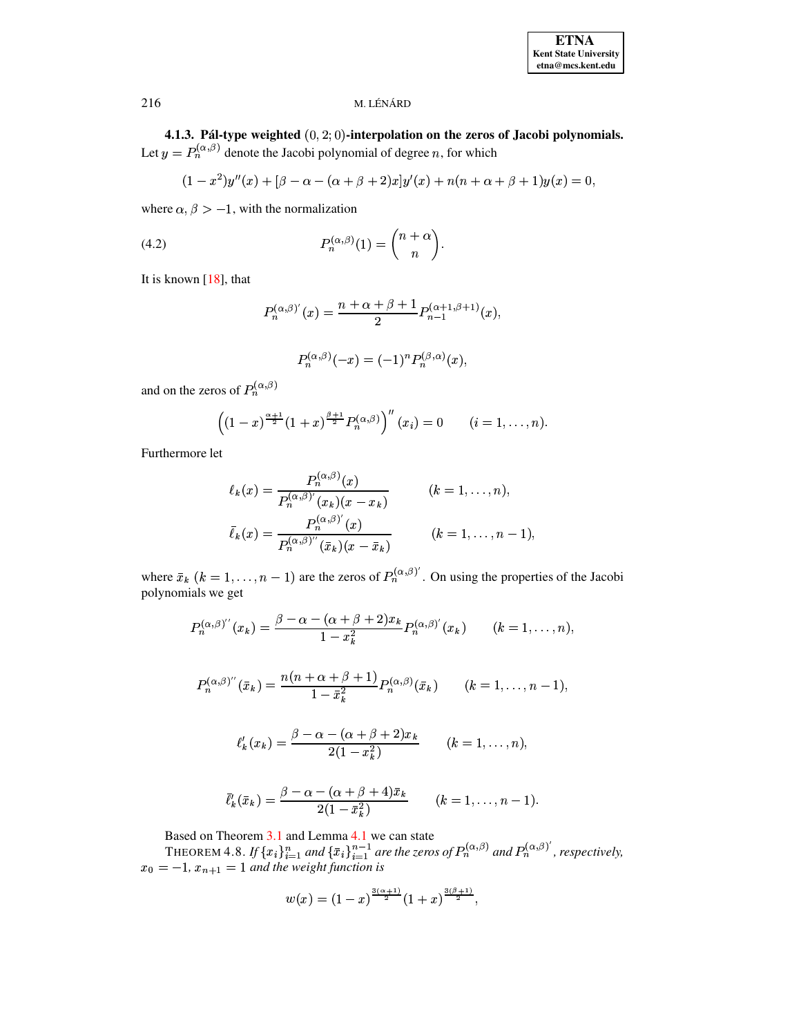#### 4.1.3. Pál-type weighted $(0, 2; 0)$-interpolation on the zeros of Jacobi polynomials.

Let $y = P_n^{(\alpha,\beta)}$ denote the Jacobi polynomial of degree $n$, for which

$$(1-x^2)y''(x) + [\beta - \alpha - (\alpha+\beta+2)x]y'(x) + n(n+\alpha+\beta+1)y(x) = 0,$$

where $\alpha, \beta > -1$, with the normalization

$$P_n^{(\alpha,\beta)}(1) = \binom{n+\alpha}{n}. \tag{4.2}$$

It is known [18], that

$$P_n^{(\alpha,\beta)'}(x) = \frac{n+\alpha+\beta+1}{2} P_{n-1}^{(\alpha+1,\beta+1)}(x),$$

$$P_n^{(\alpha,\beta)}(-x) = (-1)^n P_n^{(\beta,\alpha)}(x),$$

and on the zeros of $P_n^{(\alpha,\beta)}$

$$\left((1-x)^{\frac{\alpha+1}{2}}(1+x)^{\frac{\beta+1}{2}} P_n^{(\alpha,\beta)}\right)''(x_i) = 0 \qquad (i = 1, \ldots, n).$$

Furthermore let

$$\ell_k(x) = \frac{P_n^{(\alpha,\beta)}(x)}{P_n^{(\alpha,\beta)'}(x_k)(x-x_k)} \qquad (k = 1, \ldots, n),$$

$$\bar{\ell}_k(x) = \frac{P_n^{(\alpha,\beta)'}(x)}{P_n^{(\alpha,\beta)''}(\bar{x}_k)(x-\bar{x}_k)} \qquad (k = 1, \ldots, n-1),$$

where $\bar{x}_k$ $(k = 1, \ldots, n-1)$ are the zeros of $P_n^{(\alpha,\beta)'}$. On using the properties of the Jacobi polynomials we get

$$P_n^{(\alpha,\beta)''}(x_k) = \frac{\beta - \alpha - (\alpha+\beta+2)x_k}{1-x_k^2} P_n^{(\alpha,\beta)'}(x_k) \qquad (k = 1, \ldots, n),$$

$$P_n^{(\alpha,\beta)''}(\bar{x}_k) = \frac{n(n+\alpha+\beta+1)}{1-\bar{x}_k^2} P_n^{(\alpha,\beta)}(\bar{x}_k) \qquad (k = 1, \ldots, n-1),$$

$$\ell_k'(x_k) = \frac{\beta - \alpha - (\alpha+\beta+2)x_k}{2(1-x_k^2)} \qquad (k = 1, \ldots, n),$$

$$\bar{\ell}_k'(\bar{x}_k) = \frac{\beta - \alpha - (\alpha+\beta+4)\bar{x}_k}{2(1-\bar{x}_k^2)} \qquad (k = 1, \ldots, n-1).$$

Based on Theorem 3.1 and Lemma 4.1 we can state

THEOREM 4.8. *If $\{x_i\}_{i=1}^n$ and $\{\bar{x}_i\}_{i=1}^{n-1}$ are the zeros of $P_n^{(\alpha,\beta)}$ and $P_n^{(\alpha,\beta)'}$, respectively, $x_0 = -1$, $x_{n+1} = 1$ and the weight function is*

$$w(x) = (1-x)^{\frac{3(\alpha+1)}{2}}(1+x)^{\frac{3(\beta+1)}{2}},$$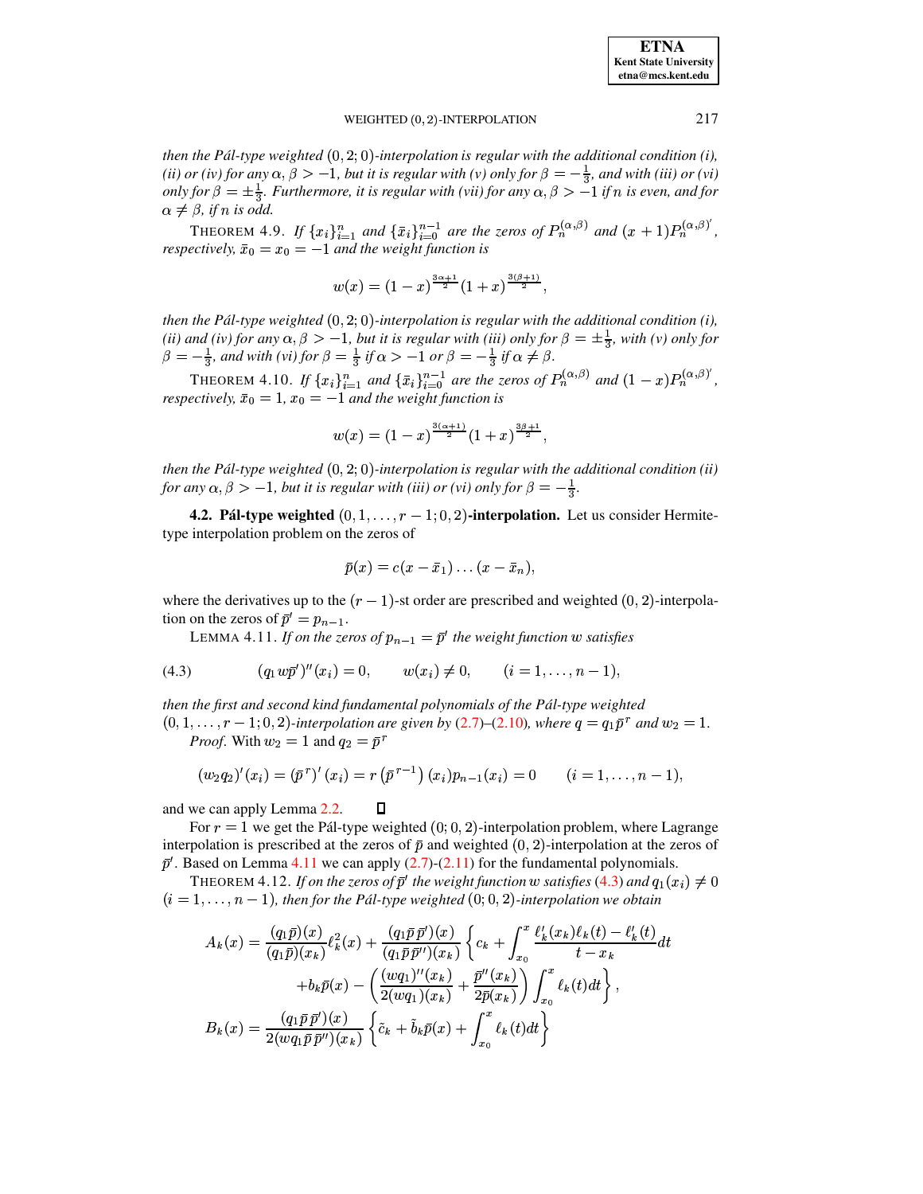*then the Pál-type weighted $(0,2;0)$-interpolation is regular with the additional condition (i), (ii) or (iv) for any $\alpha, \beta > -1$, but it is regular with (v) only for $\beta = -\frac{1}{3}$, and with (iii) or (vi) only for $\beta = \pm\frac{1}{3}$. Furthermore, it is regular with (vii) for any $\alpha, \beta > -1$ if $n$ is even, and for $\alpha \neq \beta$, if $n$ is odd.*

THEOREM 4.9. *If $\{x_i\}_{i=1}^{n}$ and $\{\bar{x}_i\}_{i=0}^{n-1}$ are the zeros of $P_n^{(\alpha,\beta)}$ and $(x+1)P_n^{(\alpha,\beta)'}$, respectively, $\bar{x}_0 = x_0 = -1$ and the weight function is*

$$w(x) = (1-x)^{\frac{3\alpha+1}{2}}(1+x)^{\frac{3(\beta+1)}{2}},$$

*then the Pál-type weighted $(0,2;0)$-interpolation is regular with the additional condition (i), (ii) and (iv) for any $\alpha, \beta > -1$, but it is regular with (iii) only for $\beta = \pm\frac{1}{3}$, with (v) only for $\beta = -\frac{1}{3}$, and with (vi) for $\beta = \frac{1}{3}$ if $\alpha > -1$ or $\beta = -\frac{1}{3}$ if $\alpha \neq \beta$.*

THEOREM 4.10. *If $\{x_i\}_{i=1}^{n}$ and $\{\bar{x}_i\}_{i=0}^{n-1}$ are the zeros of $P_n^{(\alpha,\beta)}$ and $(1-x)P_n^{(\alpha,\beta)'}$, respectively, $\bar{x}_0 = 1$, $x_0 = -1$ and the weight function is*

$$w(x) = (1-x)^{\frac{3(\alpha+1)}{2}}(1+x)^{\frac{3\beta+1}{2}},$$

*then the Pál-type weighted $(0,2;0)$-interpolation is regular with the additional condition (ii) for any $\alpha, \beta > -1$, but it is regular with (iii) or (vi) only for $\beta = -\frac{1}{3}$.*

**4.2. Pál-type weighted $(0,1,\ldots,r-1;0,2)$-interpolation.** Let us consider Hermite-type interpolation problem on the zeros of

$$\bar{p}(x) = c(x-\bar{x}_1)\ldots(x-\bar{x}_n),$$

where the derivatives up to the $(r-1)$-st order are prescribed and weighted $(0,2)$-interpolation on the zeros of $\bar{p}' = p_{n-1}$.

LEMMA 4.11. *If on the zeros of $p_{n-1} = \bar{p}'$ the weight function $w$ satisfies*

$$(q_1 w\bar{p}')''(x_i) = 0, \qquad w(x_i) \neq 0, \qquad (i = 1,\ldots,n-1), \tag{4.3}$$

*then the first and second kind fundamental polynomials of the Pál-type weighted $(0,1,\ldots,r-1;0,2)$-interpolation are given by (2.7)–(2.10), where $q = q_1\bar{p}^r$ and $w_2 = 1$.*

*Proof.* With $w_2 = 1$ and $q_2 = \bar{p}^r$

$$(w_2 q_2)'(x_i) = (\bar{p}^r)'(x_i) = r\left(\bar{p}^{r-1}\right)(x_i)p_{n-1}(x_i) = 0 \qquad (i = 1,\ldots,n-1),$$

and we can apply Lemma 2.2. ∎

For $r = 1$ we get the Pál-type weighted $(0;0,2)$-interpolation problem, where Lagrange interpolation is prescribed at the zeros of $\bar{p}$ and weighted $(0,2)$-interpolation at the zeros of $\bar{p}'$. Based on Lemma 4.11 we can apply (2.7)-(2.11) for the fundamental polynomials.

THEOREM 4.12. *If on the zeros of $\bar{p}'$ the weight function $w$ satisfies (4.3) and $q_1(x_i) \neq 0$ $(i = 1,\ldots,n-1)$, then for the Pál-type weighted $(0;0,2)$-interpolation we obtain*

$$\begin{aligned}
A_k(x) &= \frac{(q_1\bar{p})(x)}{(q_1\bar{p})(x_k)}\ell_k^2(x) + \frac{(q_1\bar{p}\bar{p}')(x)}{(q_1\bar{p}\bar{p}'')(x_k)}\left\{c_k + \int_{x_0}^{x}\frac{\ell_k'(x_k)\ell_k(t) - \ell_k'(t)}{t-x_k}dt\right. \\
&\qquad \left. + b_k\bar{p}(x) - \left(\frac{(wq_1)''(x_k)}{2(wq_1)(x_k)} + \frac{\bar{p}''(x_k)}{2\bar{p}(x_k)}\right)\int_{x_0}^{x}\ell_k(t)dt\right\}, \\
B_k(x) &= \frac{(q_1\bar{p}\bar{p}')(x)}{2(wq_1\bar{p}\bar{p}'')(x_k)}\left\{\tilde{c}_k + \tilde{b}_k\bar{p}(x) + \int_{x_0}^{x}\ell_k(t)dt\right\}
\end{aligned}$$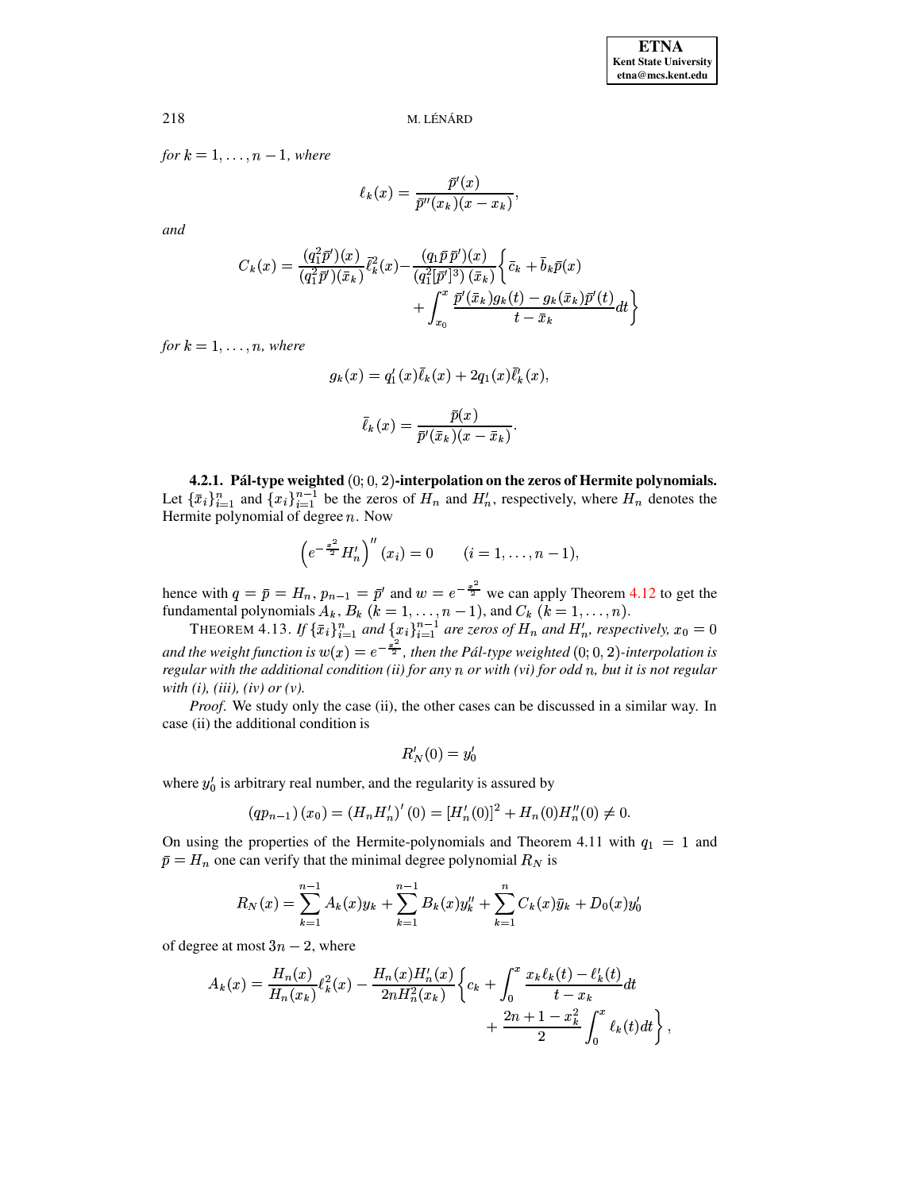*for* $k = 1, \ldots, n-1$, *where*

$$\ell_k(x) = \frac{\bar{p}'(x)}{\bar{p}''(x_k)(x - x_k)},$$

*and*

$$C_k(x) = \frac{(q_1^2 \bar{p}')(x)}{(q_1^2 \bar{p}')(\bar{x}_k)} \bar{\ell}_k^2(x) - \frac{(q_1 \bar{p}\, \bar{p}')(x)}{(q_1^2 [\bar{p}']^3)\,(\bar{x}_k)} \Big\{ \bar{c}_k + \bar{b}_k \bar{p}(x) + \int_{x_0}^{x} \frac{\bar{p}'(\bar{x}_k) g_k(t) - g_k(\bar{x}_k) \bar{p}'(t)}{t - \bar{x}_k} dt \Big\}$$

*for* $k = 1, \ldots, n$, *where*

$$g_k(x) = q_1'(x) \bar{\ell}_k(x) + 2 q_1(x) \bar{\ell}_k'(x),$$

$$\bar{\ell}_k(x) = \frac{\bar{p}(x)}{\bar{p}'(\bar{x}_k)(x - \bar{x}_k)}.$$

**4.2.1. Pál-type weighted $(0;0,2)$-interpolation on the zeros of Hermite polynomials.** Let $\{\bar{x}_i\}_{i=1}^{n}$ and $\{x_i\}_{i=1}^{n-1}$ be the zeros of $H_n$ and $H_n'$, respectively, where $H_n$ denotes the Hermite polynomial of degree $n$. Now

$$\left(e^{-\frac{x^2}{2}} H_n'\right)''(x_i) = 0 \qquad (i = 1, \ldots, n-1),$$

hence with $q = \bar{p} = H_n$, $p_{n-1} = \bar{p}'$ and $w = e^{-\frac{x^2}{2}}$ we can apply Theorem 4.12 to get the fundamental polynomials $A_k$, $B_k$ $(k = 1, \ldots, n-1)$, and $C_k$ $(k = 1, \ldots, n)$.

THEOREM 4.13. *If $\{\bar{x}_i\}_{i=1}^{n}$ and $\{x_i\}_{i=1}^{n-1}$ are zeros of $H_n$ and $H_n'$, respectively, $x_0 = 0$ and the weight function is $w(x) = e^{-\frac{x^2}{2}}$, then the Pál-type weighted $(0;0,2)$-interpolation is regular with the additional condition (ii) for any $n$ or with (vi) for odd $n$, but it is not regular with (i), (iii), (iv) or (v).*

*Proof.* We study only the case (ii), the other cases can be discussed in a similar way. In case (ii) the additional condition is

$$R_N'(0) = y_0'$$

where $y_0'$ is arbitrary real number, and the regularity is assured by

$$(q p_{n-1})(x_0) = (H_n H_n')'(0) = [H_n'(0)]^2 + H_n(0) H_n''(0) \neq 0.$$

On using the properties of the Hermite-polynomials and Theorem 4.11 with $q_1 = 1$ and $\bar{p} = H_n$ one can verify that the minimal degree polynomial $R_N$ is

$$R_N(x) = \sum_{k=1}^{n-1} A_k(x) y_k + \sum_{k=1}^{n-1} B_k(x) y_k'' + \sum_{k=1}^{n} C_k(x) \bar{y}_k + D_0(x) y_0'$$

of degree at most $3n - 2$, where

$$A_k(x) = \frac{H_n(x)}{H_n(x_k)} \ell_k^2(x) - \frac{H_n(x) H_n'(x)}{2n H_n^2(x_k)} \Big\{ c_k + \int_0^x \frac{x_k \ell_k(t) - \ell_k'(t)}{t - x_k} dt + \frac{2n + 1 - x_k^2}{2} \int_0^x \ell_k(t) dt \Big\},$$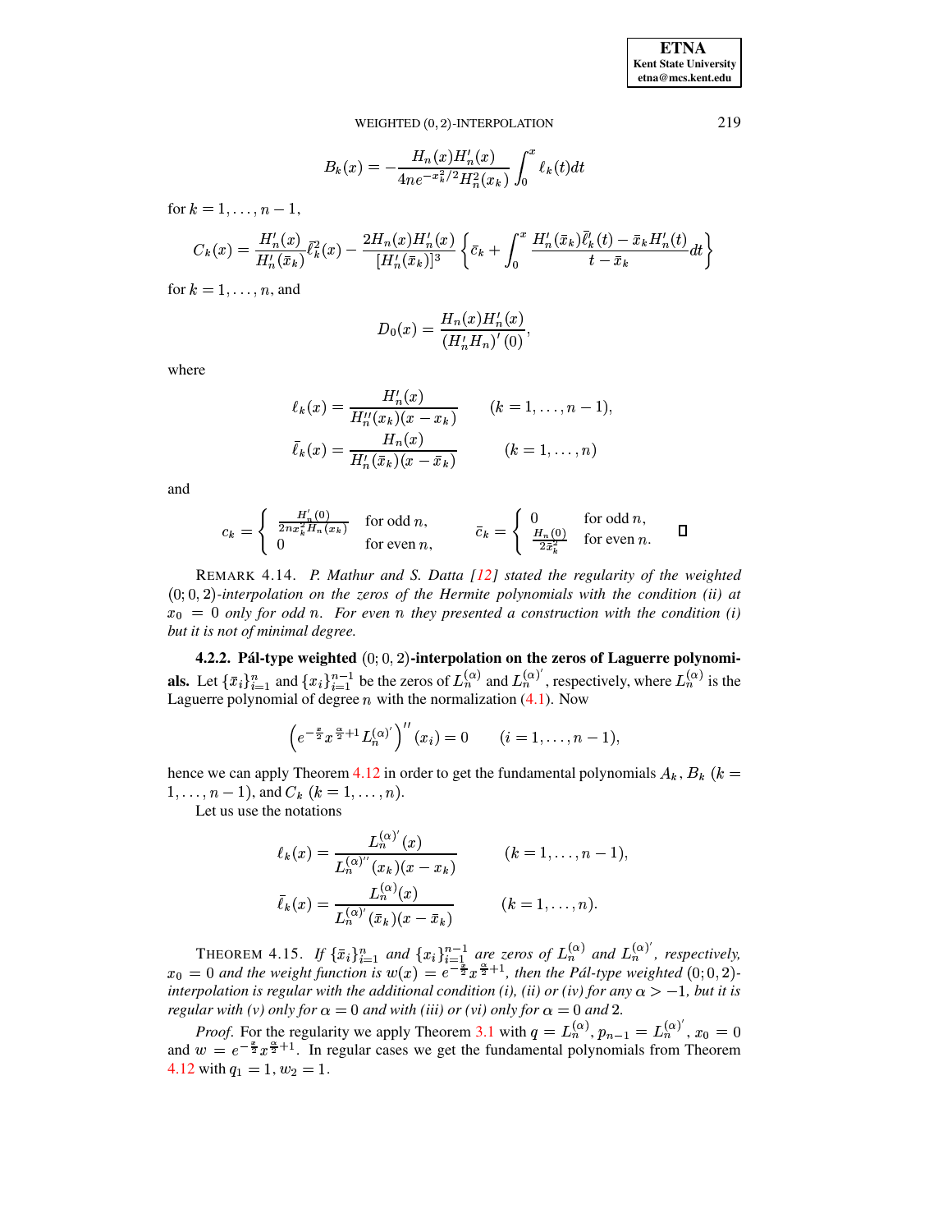$$B_k(x) = -\frac{H_n(x)H_n'(x)}{4ne^{-x_k^2/2}H_n^2(x_k)} \int_0^x \ell_k(t)dt$$

for $k = 1, \ldots, n-1$,

$$C_k(x) = \frac{H_n'(x)}{H_n'(\bar{x}_k)}\bar{\ell}_k^2(x) - \frac{2H_n(x)H_n'(x)}{[H_n'(\bar{x}_k)]^3}\left\{\bar{c}_k + \int_0^x \frac{H_n'(\bar{x}_k)\bar{\ell}_k'(t) - \bar{x}_k H_n'(t)}{t - \bar{x}_k}dt\right\}$$

for $k = 1, \ldots, n$, and

$$D_0(x) = \frac{H_n(x)H_n'(x)}{(H_n'H_n)'(0)},$$

where

$$\ell_k(x) = \frac{H_n'(x)}{H_n''(x_k)(x - x_k)} \qquad (k = 1, \ldots, n-1),$$

$$\bar{\ell}_k(x) = \frac{H_n(x)}{H_n'(\bar{x}_k)(x - \bar{x}_k)} \qquad (k = 1, \ldots, n)$$

and

$$c_k = \begin{cases} \frac{H_n'(0)}{2nx_k^2 H_n(x_k)} & \text{for odd } n, \\ 0 & \text{for even } n, \end{cases} \qquad \bar{c}_k = \begin{cases} 0 & \text{for odd } n, \\ \frac{H_n(0)}{2\bar{x}_k^2} & \text{for even } n. \end{cases} \qquad \square$$

REMARK 4.14. *P. Mathur and S. Datta [12] stated the regularity of the weighted $(0;0,2)$-interpolation on the zeros of the Hermite polynomials with the condition (ii) at $x_0 = 0$ only for odd $n$. For even $n$ they presented a construction with the condition (i) but it is not of minimal degree.*

**4.2.2. Pál-type weighted $(0;0,2)$-interpolation on the zeros of Laguerre polynomials.** Let $\{\bar{x}_i\}_{i=1}^n$ and $\{x_i\}_{i=1}^{n-1}$ be the zeros of $L_n^{(\alpha)}$ and $L_n^{(\alpha)'}$, respectively, where $L_n^{(\alpha)}$ is the Laguerre polynomial of degree $n$ with the normalization (4.1). Now

$$\left(e^{-\frac{x}{2}}x^{\frac{\alpha}{2}+1}L_n^{(\alpha)'}\right)''(x_i) = 0 \qquad (i = 1, \ldots, n-1),$$

hence we can apply Theorem 4.12 in order to get the fundamental polynomials $A_k$, $B_k$ $(k = 1, \ldots, n-1)$, and $C_k$ $(k = 1, \ldots, n)$.

Let us use the notations

$$\ell_k(x) = \frac{L_n^{(\alpha)'}(x)}{L_n^{(\alpha)''}(x_k)(x - x_k)} \qquad (k = 1, \ldots, n-1),$$

$$\bar{\ell}_k(x) = \frac{L_n^{(\alpha)}(x)}{L_n^{(\alpha)'}(\bar{x}_k)(x - \bar{x}_k)} \qquad (k = 1, \ldots, n).$$

THEOREM 4.15. *If $\{\bar{x}_i\}_{i=1}^n$ and $\{x_i\}_{i=1}^{n-1}$ are zeros of $L_n^{(\alpha)}$ and $L_n^{(\alpha)'}$, respectively, $x_0 = 0$ and the weight function is $w(x) = e^{-\frac{x}{2}}x^{\frac{\alpha}{2}+1}$, then the Pál-type weighted $(0;0,2)$-interpolation is regular with the additional condition (i), (ii) or (iv) for any $\alpha > -1$, but it is regular with (v) only for $\alpha = 0$ and with (iii) or (vi) only for $\alpha = 0$ and $2$.*

*Proof.* For the regularity we apply Theorem 3.1 with $q = L_n^{(\alpha)}$, $p_{n-1} = L_n^{(\alpha)'}$, $x_0 = 0$ and $w = e^{-\frac{x}{2}}x^{\frac{\alpha}{2}+1}$. In regular cases we get the fundamental polynomials from Theorem 4.12 with $q_1 = 1$, $w_2 = 1$.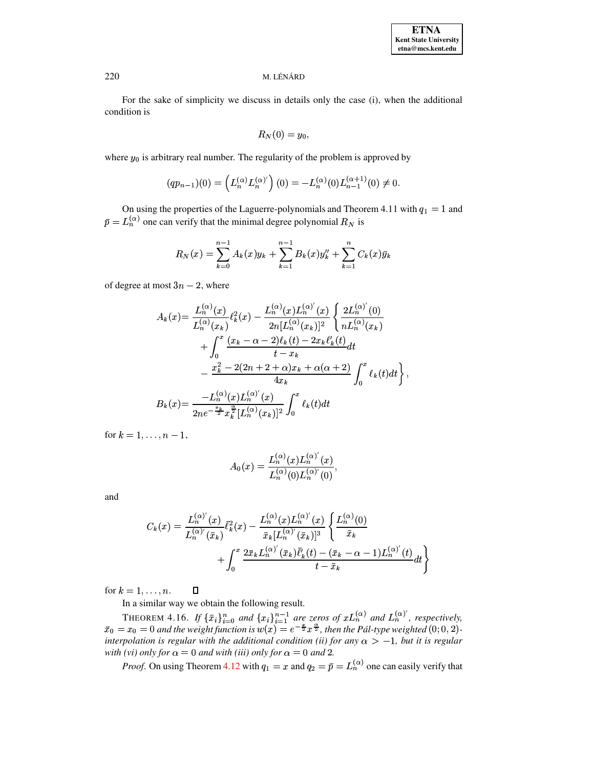For the sake of simplicity we discuss in details only the case (i), when the additional condition is

$$R_N(0) = y_0,$$

where $y_0$ is arbitrary real number. The regularity of the problem is approved by

$$(qp_{n-1})(0) = \left(L_n^{(\alpha)} L_n^{(\alpha)'}\right)(0) = -L_n^{(\alpha)}(0) L_{n-1}^{(\alpha+1)}(0) \neq 0.$$

On using the properties of the Laguerre-polynomials and Theorem 4.11 with $q_1 = 1$ and $\bar{p} = L_n^{(\alpha)}$ one can verify that the minimal degree polynomial $R_N$ is

$$R_N(x) = \sum_{k=0}^{n-1} A_k(x) y_k + \sum_{k=1}^{n-1} B_k(x) y_k'' + \sum_{k=1}^{n} C_k(x) \bar{y}_k$$

of degree at most $3n-2$, where

$$\begin{aligned}
A_k(x) =& \frac{L_n^{(\alpha)}(x)}{L_n^{(\alpha)}(x_k)} \ell_k^2(x) - \frac{L_n^{(\alpha)}(x) L_n^{(\alpha)'}(x)}{2n[L_n^{(\alpha)}(x_k)]^2} \left\{ \frac{2L_n^{(\alpha)'}(0)}{nL_n^{(\alpha)}(x_k)} \right. \\
&+ \int_0^x \frac{(x_k - \alpha - 2)\ell_k(t) - 2x_k \ell_k'(t)}{t - x_k} dt \\
&\left. - \frac{x_k^2 - 2(2n+2+\alpha)x_k + \alpha(\alpha+2)}{4x_k} \int_0^x \ell_k(t) dt \right\}, \\
B_k(x) =& \frac{-L_n^{(\alpha)}(x) L_n^{(\alpha)'}(x)}{2ne^{-\frac{x_k}{2}} x_k^{\frac{\alpha}{2}} [L_n^{(\alpha)}(x_k)]^2} \int_0^x \ell_k(t) dt
\end{aligned}$$

for $k = 1, \dots, n-1$,

$$A_0(x) = \frac{L_n^{(\alpha)}(x) L_n^{(\alpha)'}(x)}{L_n^{(\alpha)}(0) L_n^{(\alpha)'}(0)},$$

and

$$\begin{aligned}
C_k(x) = \frac{L_n^{(\alpha)'}(x)}{L_n^{(\alpha)'}(\bar{x}_k)} \bar{\ell}_k^2(x) - \frac{L_n^{(\alpha)}(x) L_n^{(\alpha)'}(x)}{\bar{x}_k [L_n^{(\alpha)'}(\bar{x}_k)]^3} &\left\{ \frac{L_n^{(\alpha)}(0)}{\bar{x}_k} \right. \\
&\left. + \int_0^x \frac{2\bar{x}_k L_n^{(\alpha)'}(\bar{x}_k) \bar{\ell}_k'(t) - (\bar{x}_k - \alpha - 1) L_n^{(\alpha)'}(t)}{t - \bar{x}_k} dt \right\}
\end{aligned}$$

for $k = 1, \dots, n$. □

In a similar way we obtain the following result.

THEOREM 4.16. *If $\{\bar{x}_i\}_{i=0}^n$ and $\{x_i\}_{i=1}^{n-1}$ are zeros of $xL_n^{(\alpha)}$ and $L_n^{(\alpha)'}$, respectively, $\bar{x}_0 = x_0 = 0$ and the weight function is $w(x) = e^{-\frac{x}{2}} x^{\frac{\alpha}{2}}$, then the Pál-type weighted $(0;0,2)$-interpolation is regular with the additional condition (ii) for any $\alpha > -1$, but it is regular with (vi) only for $\alpha = 0$ and with (iii) only for $\alpha = 0$ and $2$.*

*Proof*. On using Theorem 4.12 with $q_1 = x$ and $q_2 = \bar{p} = L_n^{(\alpha)}$ one can easily verify that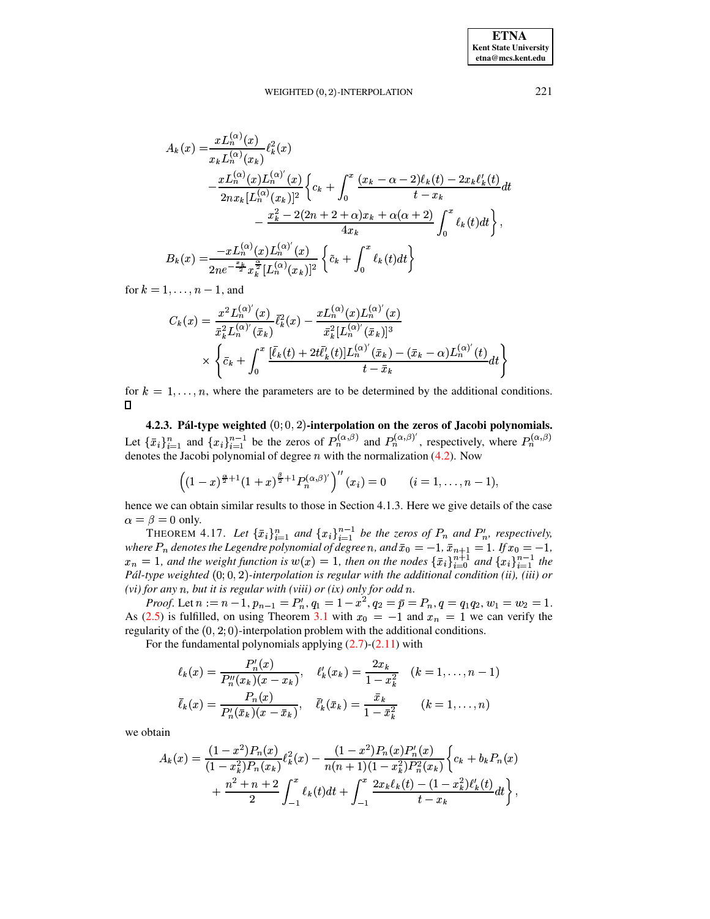$$
\begin{aligned}
A_k(x) =& \frac{x L_n^{(\alpha)}(x)}{x_k L_n^{(\alpha)}(x_k)} \ell_k^2(x) \\
& - \frac{x L_n^{(\alpha)}(x) L_n^{(\alpha)'}(x)}{2n x_k [L_n^{(\alpha)}(x_k)]^2} \Big\{ c_k + \int_0^x \frac{(x_k - \alpha - 2)\ell_k(t) - 2x_k \ell_k'(t)}{t - x_k} dt \\
& \qquad - \frac{x_k^2 - 2(2n+2+\alpha)x_k + \alpha(\alpha+2)}{4x_k} \int_0^x \ell_k(t) dt \Big\}, \\
B_k(x) =& \frac{-x L_n^{(\alpha)}(x) L_n^{(\alpha)'}(x)}{2n e^{-\frac{x_k}{2}} x_k^{\frac{\alpha}{2}} [L_n^{(\alpha)}(x_k)]^2} \left\{ \tilde{c}_k + \int_0^x \ell_k(t) dt \right\}
\end{aligned}
$$

for $k = 1, \ldots, n-1$, and

$$
\begin{aligned}
C_k(x) = & \frac{x^2 L_n^{(\alpha)'}(x)}{\bar{x}_k^2 L_n^{(\alpha)'}(\bar{x}_k)} \bar{\ell}_k^2(x) - \frac{x L_n^{(\alpha)}(x) L_n^{(\alpha)'}(x)}{\bar{x}_k^2 [L_n^{(\alpha)'}(\bar{x}_k)]^3} \\
& \times \left\{ \bar{c}_k + \int_0^x \frac{[\bar{\ell}_k(t) + 2t\bar{\ell}_k'(t)] L_n^{(\alpha)'}(\bar{x}_k) - (\bar{x}_k - \alpha) L_n^{(\alpha)'}(t)}{t - \bar{x}_k} dt \right\}
\end{aligned}
$$

for $k = 1, \ldots, n$, where the parameters are to be determined by the additional conditions. $\square$

**4.2.3. Pál-type weighted $(0; 0, 2)$-interpolation on the zeros of Jacobi polynomials.** Let $\{\bar{x}_i\}_{i=1}^n$ and $\{x_i\}_{i=1}^{n-1}$ be the zeros of $P_n^{(\alpha,\beta)}$ and $P_n^{(\alpha,\beta)'}$, respectively, where $P_n^{(\alpha,\beta)}$ denotes the Jacobi polynomial of degree $n$ with the normalization (4.2). Now

$$
\left( (1-x)^{\frac{\alpha}{2}+1} (1+x)^{\frac{\beta}{2}+1} P_n^{(\alpha,\beta)'} \right)''(x_i) = 0 \qquad (i = 1, \ldots, n-1),
$$

hence we can obtain similar results to those in Section 4.1.3. Here we give details of the case $\alpha = \beta = 0$ only.

THEOREM 4.17. *Let $\{\bar{x}_i\}_{i=1}^n$ and $\{x_i\}_{i=1}^{n-1}$ be the zeros of $P_n$ and $P_n'$, respectively, where $P_n$ denotes the Legendre polynomial of degree $n$, and $\bar{x}_0 = -1$, $\bar{x}_{n+1} = 1$. If $x_0 = -1$, $x_n = 1$, and the weight function is $w(x) = 1$, then on the nodes $\{\bar{x}_i\}_{i=0}^{n+1}$ and $\{x_i\}_{i=1}^{n-1}$ the Pál-type weighted $(0; 0, 2)$-interpolation is regular with the additional condition (ii), (iii) or (vi) for any $n$, but it is regular with (viii) or (ix) only for odd $n$.*

*Proof.* Let $n := n-1$, $p_{n-1} = P_n'$, $q_1 = 1 - x^2$, $q_2 = \bar{p} = P_n$, $q = q_1 q_2$, $w_1 = w_2 = 1$. As (2.5) is fulfilled, on using Theorem 3.1 with $x_0 = -1$ and $x_n = 1$ we can verify the regularity of the $(0, 2; 0)$-interpolation problem with the additional conditions.

For the fundamental polynomials applying (2.7)-(2.11) with

$$
\begin{aligned}
\ell_k(x) &= \frac{P_n'(x)}{P_n''(x_k)(x - x_k)}, \quad \ell_k'(x_k) = \frac{2x_k}{1 - x_k^2} \quad (k = 1, \ldots, n-1) \\
\bar{\ell}_k(x) &= \frac{P_n(x)}{P_n'(\bar{x}_k)(x - \bar{x}_k)}, \quad \bar{\ell}_k'(\bar{x}_k) = \frac{\bar{x}_k}{1 - \bar{x}_k^2} \qquad (k = 1, \ldots, n)
\end{aligned}
$$

we obtain

$$
\begin{aligned}
A_k(x) = & \frac{(1-x^2) P_n(x)}{(1-x_k^2) P_n(x_k)} \ell_k^2(x) - \frac{(1-x^2) P_n(x) P_n'(x)}{n(n+1)(1-x_k^2) P_n^2(x_k)} \Big\{ c_k + b_k P_n(x) \\
& + \frac{n^2+n+2}{2} \int_{-1}^x \ell_k(t) dt + \int_{-1}^x \frac{2x_k \ell_k(t) - (1-x_k^2)\ell_k'(t)}{t - x_k} dt \Big\},
\end{aligned}
$$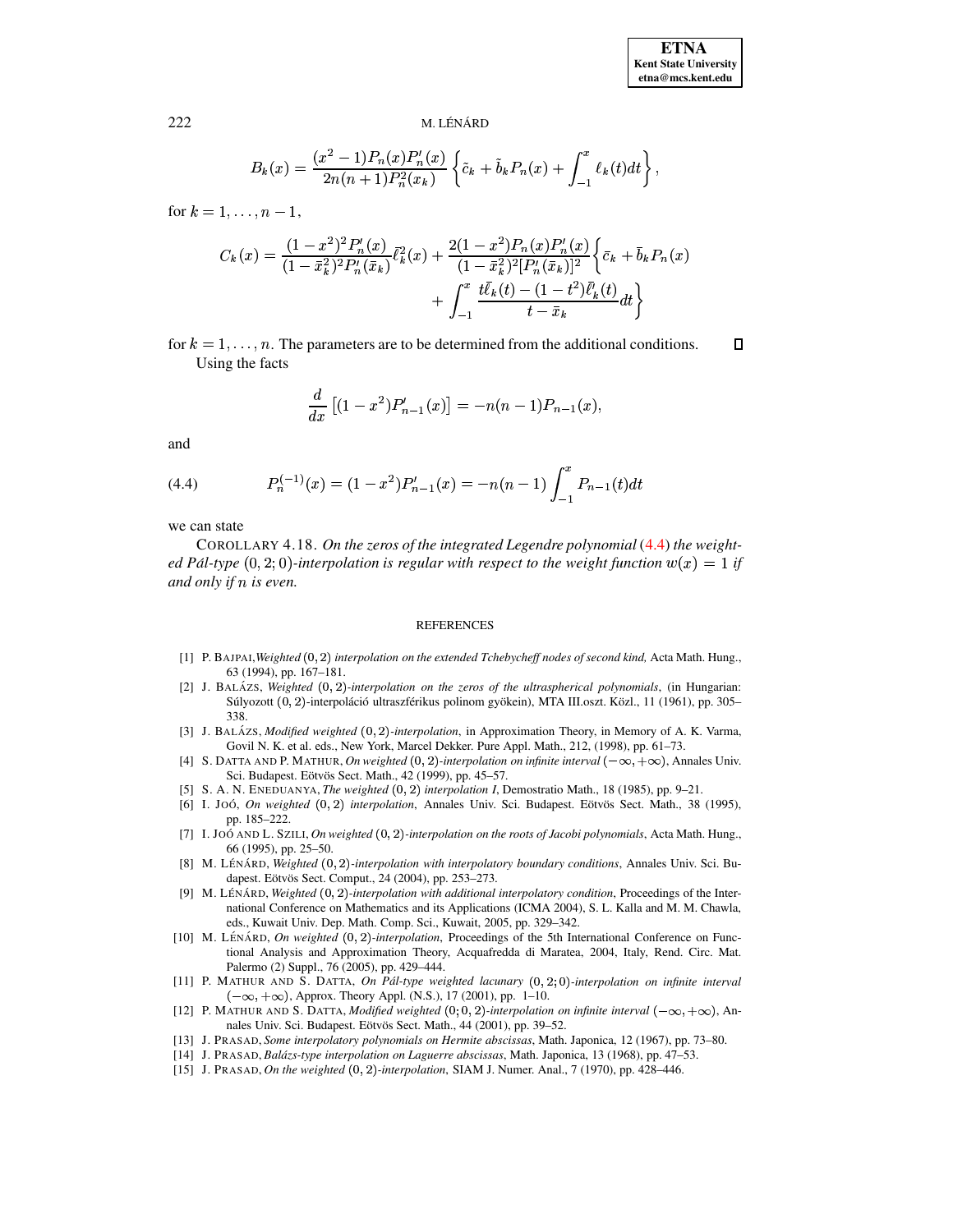$$B_k(x) = \frac{(x^2-1)P_n(x)P_n'(x)}{2n(n+1)P_n^2(x_k)}\left\{\tilde{c}_k + \tilde{b}_k P_n(x) + \int_{-1}^{x} \ell_k(t)dt\right\},$$

for $k = 1, \ldots, n-1$,

$$C_k(x) = \frac{(1-x^2)^2 P_n'(x)}{(1-\bar{x}_k^2)^2 P_n'(\bar{x}_k)}\bar{\ell}_k^2(x) + \frac{2(1-x^2)P_n(x)P_n'(x)}{(1-\bar{x}_k^2)^2[P_n'(\bar{x}_k)]^2}\left\{\bar{c}_k + \bar{b}_k P_n(x) + \int_{-1}^{x} \frac{t\bar{\ell}_k(t) - (1-t^2)\bar{\ell}_k'(t)}{t-\bar{x}_k}dt\right\}$$

for $k = 1, \ldots, n$. The parameters are to be determined from the additional conditions. □

Using the facts

$$\frac{d}{dx}\left[(1-x^2)P_{n-1}'(x)\right] = -n(n-1)P_{n-1}(x),$$

and

$$P_n^{(-1)}(x) = (1-x^2)P_{n-1}'(x) = -n(n-1)\int_{-1}^{x} P_{n-1}(t)dt \tag{4.4}$$

we can state

COROLLARY 4.18. *On the zeros of the integrated Legendre polynomial* (4.4) *the weighted Pál-type* $(0, 2; 0)$*-interpolation is regular with respect to the weight function* $w(x) = 1$ *if and only if* $n$ *is even.*

## REFERENCES

[1] P. BAJPAI, *Weighted* $(0, 2)$ *interpolation on the extended Tchebycheff nodes of second kind,* Acta Math. Hung., 63 (1994), pp. 167–181.

[2] J. BALÁZS, *Weighted* $(0, 2)$*-interpolation on the zeros of the ultraspherical polynomials*, (in Hungarian: Súlyozott $(0, 2)$-interpoláció ultraszférikus polinom gyökein), MTA III.oszt. Közl., 11 (1961), pp. 305–338.

[3] J. BALÁZS, *Modified weighted* $(0, 2)$*-interpolation*, in Approximation Theory, in Memory of A. K. Varma, Govil N. K. et al. eds., New York, Marcel Dekker. Pure Appl. Math., 212, (1998), pp. 61–73.

[4] S. DATTA AND P. MATHUR, *On weighted* $(0, 2)$*-interpolation on infinite interval* $(-\infty, +\infty)$, Annales Univ. Sci. Budapest. Eötvös Sect. Math., 42 (1999), pp. 45–57.

[5] S. A. N. ENEDUANYA, *The weighted* $(0, 2)$ *interpolation I*, Demostratio Math., 18 (1985), pp. 9–21.

[6] I. JOÓ, *On weighted* $(0, 2)$ *interpolation*, Annales Univ. Sci. Budapest. Eötvös Sect. Math., 38 (1995), pp. 185–222.

[7] I. JOÓ AND L. SZILI, *On weighted* $(0, 2)$*-interpolation on the roots of Jacobi polynomials*, Acta Math. Hung., 66 (1995), pp. 25–50.

[8] M. LÉNÁRD, *Weighted* $(0, 2)$*-interpolation with interpolatory boundary conditions*, Annales Univ. Sci. Budapest. Eötvös Sect. Comput., 24 (2004), pp. 253–273.

[9] M. LÉNÁRD, *Weighted* $(0, 2)$*-interpolation with additional interpolatory condition*, Proceedings of the International Conference on Mathematics and its Applications (ICMA 2004), S. L. Kalla and M. M. Chawla, eds., Kuwait Univ. Dep. Math. Comp. Sci., Kuwait, 2005, pp. 329–342.

[10] M. LÉNÁRD, *On weighted* $(0, 2)$*-interpolation*, Proceedings of the 5th International Conference on Functional Analysis and Approximation Theory, Acquafredda di Maratea, 2004, Italy, Rend. Circ. Mat. Palermo (2) Suppl., 76 (2005), pp. 429–444.

[11] P. MATHUR AND S. DATTA, *On Pál-type weighted lacunary* $(0, 2; 0)$*-interpolation on infinite interval* $(-\infty, +\infty)$, Approx. Theory Appl. (N.S.), 17 (2001), pp. 1–10.

[12] P. MATHUR AND S. DATTA, *Modified weighted* $(0; 0, 2)$*-interpolation on infinite interval* $(-\infty, +\infty)$, Annales Univ. Sci. Budapest. Eötvös Sect. Math., 44 (2001), pp. 39–52.

[13] J. PRASAD, *Some interpolatory polynomials on Hermite abscissas*, Math. Japonica, 12 (1967), pp. 73–80.

[14] J. PRASAD, *Balázs-type interpolation on Laguerre abscissas*, Math. Japonica, 13 (1968), pp. 47–53.

[15] J. PRASAD, *On the weighted* $(0, 2)$*-interpolation*, SIAM J. Numer. Anal., 7 (1970), pp. 428–446.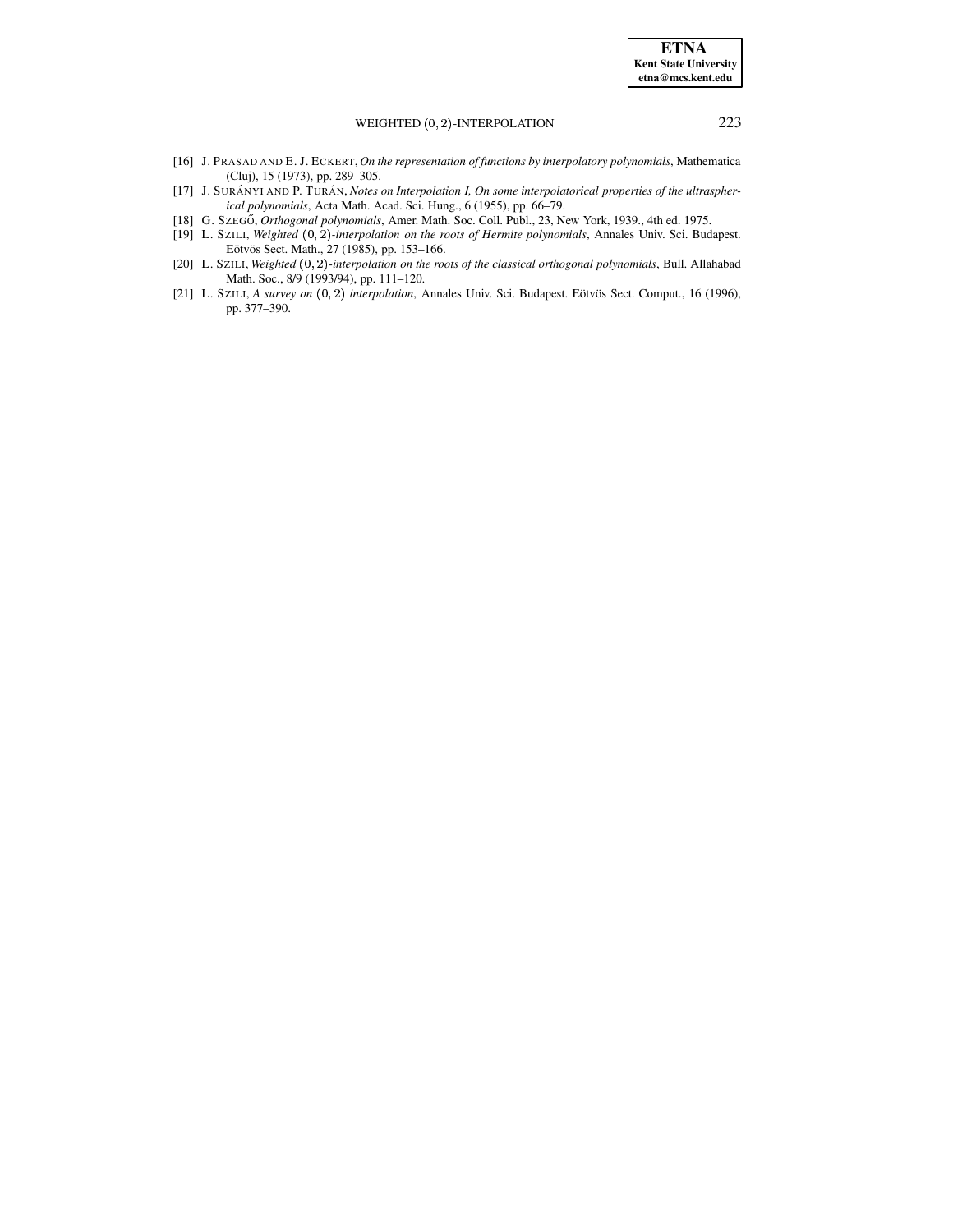[16] J. Prasad and E. J. Eckert, *On the representation of functions by interpolatory polynomials*, Mathematica (Cluj), 15 (1973), pp. 289–305.

[17] J. Surányi and P. Turán, *Notes on Interpolation I, On some interpolatorical properties of the ultraspherical polynomials*, Acta Math. Acad. Sci. Hung., 6 (1955), pp. 66–79.

[18] G. Szegő, *Orthogonal polynomials*, Amer. Math. Soc. Coll. Publ., 23, New York, 1939., 4th ed. 1975.

[19] L. Szili, *Weighted* $(0, 2)$*-interpolation on the roots of Hermite polynomials*, Annales Univ. Sci. Budapest. Eötvös Sect. Math., 27 (1985), pp. 153–166.

[20] L. Szili, *Weighted* $(0, 2)$*-interpolation on the roots of the classical orthogonal polynomials*, Bull. Allahabad Math. Soc., 8/9 (1993/94), pp. 111–120.

[21] L. Szili, *A survey on* $(0, 2)$ *interpolation*, Annales Univ. Sci. Budapest. Eötvös Sect. Comput., 16 (1996), pp. 377–390.